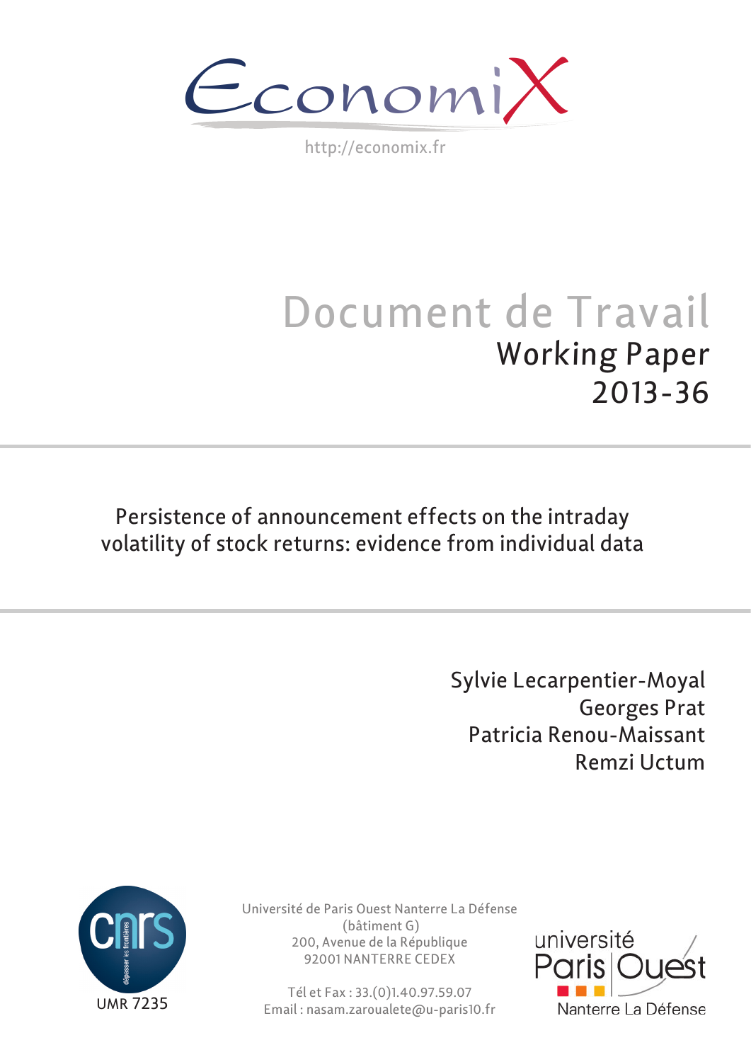EconomiX

http://economix.fr

# Document de Travail

## Working Paper

## 2013-36

# Persistence of announcement effects on the intraday volatility of stock returns: evidence from individual data

Sylvie Lecarpentier-Moyal
Georges Prat
Patricia Renou-Maissant
Remzi Uctum

UMR 7235

Université de Paris Ouest Nanterre La Défense
(bâtiment G)
200, Avenue de la République
92001 NANTERRE CEDEX

Tél et Fax : 33.(0)1.40.97.59.07
Email : nasam.zaroualete@u-paris10.fr

université Paris Ouest Nanterre La Défense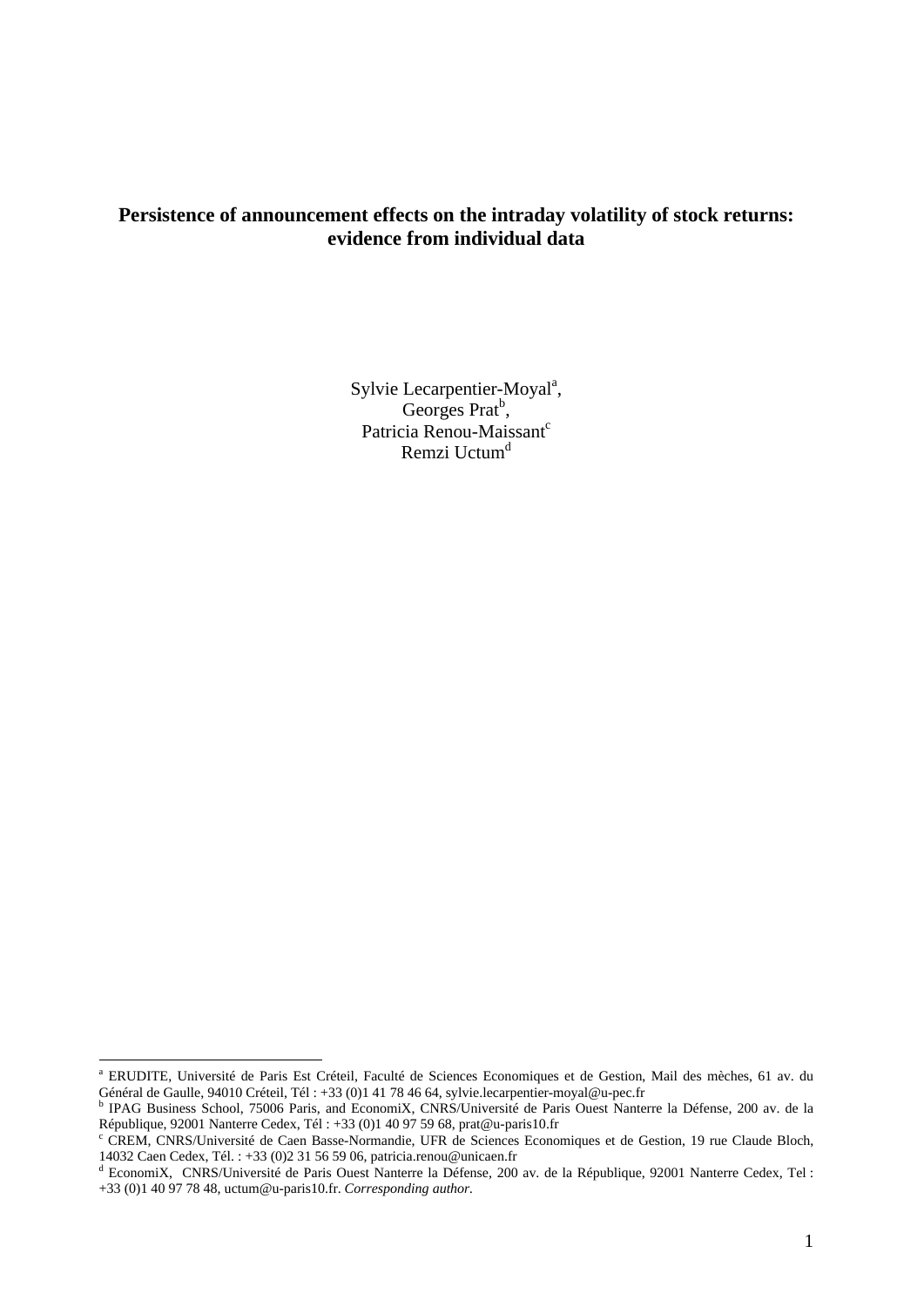# Persistence of announcement effects on the intraday volatility of stock returns: evidence from individual data

Sylvie Lecarpentier-Moyal[a],
Georges Prat[b],
Patricia Renou-Maissant[c]
Remzi Uctum[d]

---

[a] ERUDITE, Université de Paris Est Créteil, Faculté de Sciences Economiques et de Gestion, Mail des mèches, 61 av. du Général de Gaulle, 94010 Créteil, Tél : +33 (0)1 41 78 46 64, sylvie.lecarpentier-moyal@u-pec.fr

[b] IPAG Business School, 75006 Paris, and EconomiX, CNRS/Université de Paris Ouest Nanterre la Défense, 200 av. de la République, 92001 Nanterre Cedex, Tél : +33 (0)1 40 97 59 68, prat@u-paris10.fr

[c] CREM, CNRS/Université de Caen Basse-Normandie, UFR de Sciences Economiques et de Gestion, 19 rue Claude Bloch, 14032 Caen Cedex, Tél. : +33 (0)2 31 56 59 06, patricia.renou@unicaen.fr

[d] EconomiX, CNRS/Université de Paris Ouest Nanterre la Défense, 200 av. de la République, 92001 Nanterre Cedex, Tel : +33 (0)1 40 97 78 48, uctum@u-paris10.fr. *Corresponding author*.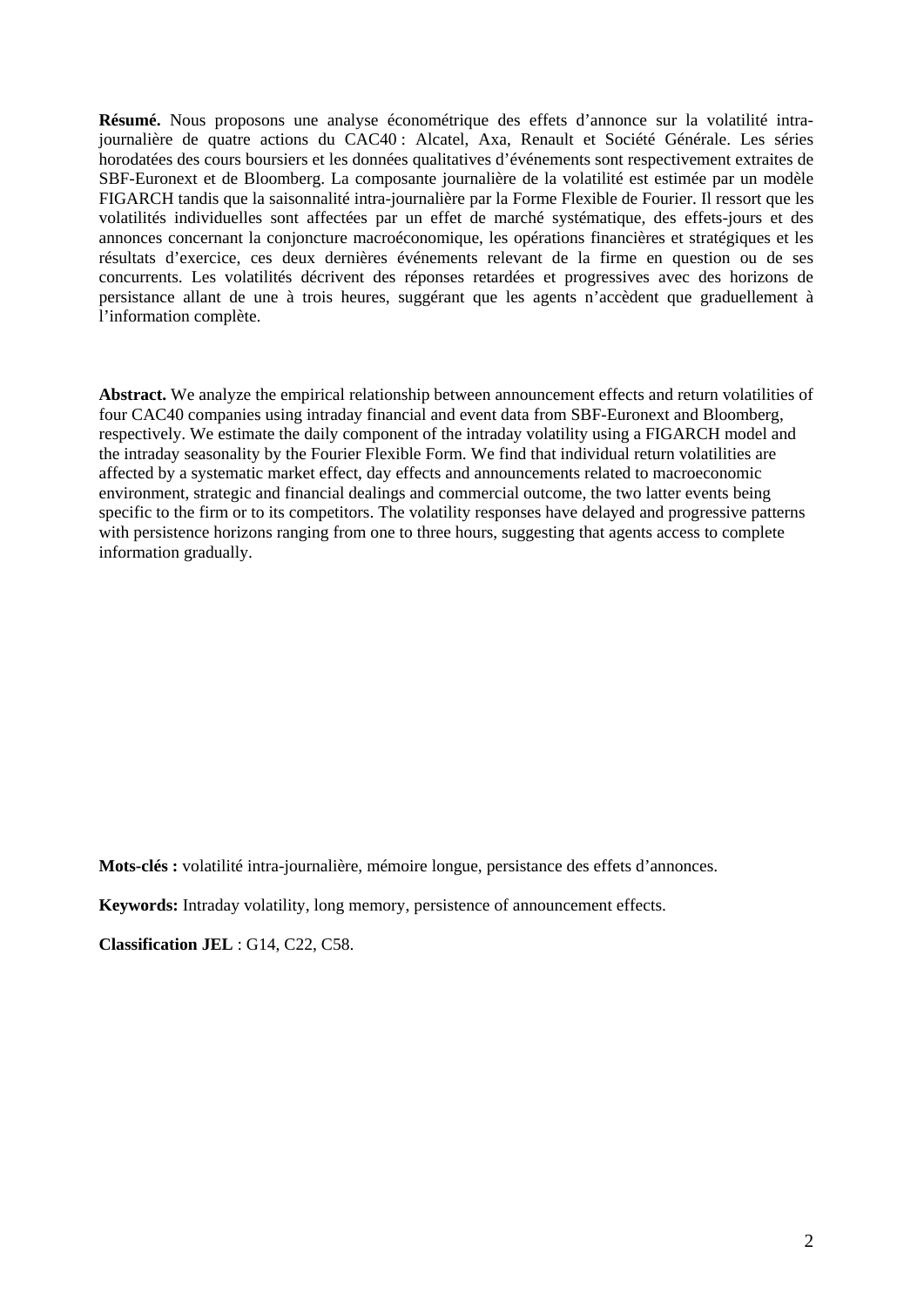**Résumé.** Nous proposons une analyse économétrique des effets d'annonce sur la volatilité intra-journalière de quatre actions du CAC40 : Alcatel, Axa, Renault et Société Générale. Les séries horodatées des cours boursiers et les données qualitatives d'événements sont respectivement extraites de SBF-Euronext et de Bloomberg. La composante journalière de la volatilité est estimée par un modèle FIGARCH tandis que la saisonnalité intra-journalière par la Forme Flexible de Fourier. Il ressort que les volatilités individuelles sont affectées par un effet de marché systématique, des effets-jours et des annonces concernant la conjoncture macroéconomique, les opérations financières et stratégiques et les résultats d'exercice, ces deux dernières événements relevant de la firme en question ou de ses concurrents. Les volatilités décrivent des réponses retardées et progressives avec des horizons de persistance allant de une à trois heures, suggérant que les agents n'accèdent que graduellement à l'information complète.

**Abstract.** We analyze the empirical relationship between announcement effects and return volatilities of four CAC40 companies using intraday financial and event data from SBF-Euronext and Bloomberg, respectively. We estimate the daily component of the intraday volatility using a FIGARCH model and the intraday seasonality by the Fourier Flexible Form. We find that individual return volatilities are affected by a systematic market effect, day effects and announcements related to macroeconomic environment, strategic and financial dealings and commercial outcome, the two latter events being specific to the firm or to its competitors. The volatility responses have delayed and progressive patterns with persistence horizons ranging from one to three hours, suggesting that agents access to complete information gradually.

**Mots-clés :** volatilité intra-journalière, mémoire longue, persistance des effets d'annonces.

**Keywords:** Intraday volatility, long memory, persistence of announcement effects.

**Classification JEL** : G14, C22, C58.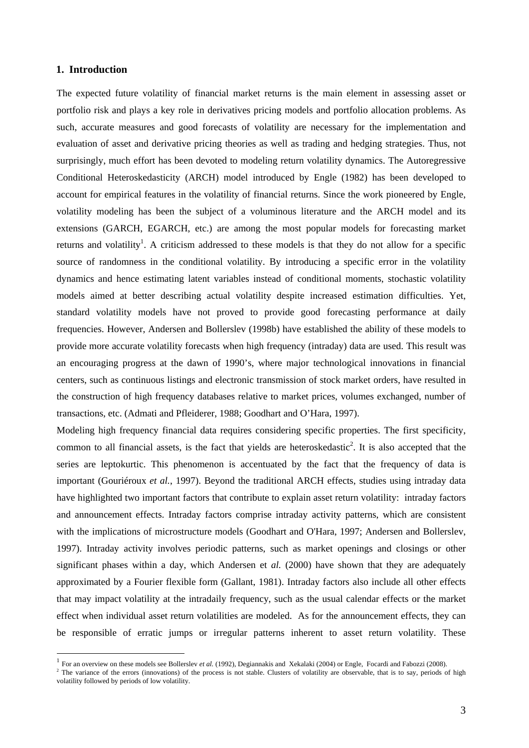## 1. Introduction

The expected future volatility of financial market returns is the main element in assessing asset or portfolio risk and plays a key role in derivatives pricing models and portfolio allocation problems. As such, accurate measures and good forecasts of volatility are necessary for the implementation and evaluation of asset and derivative pricing theories as well as trading and hedging strategies. Thus, not surprisingly, much effort has been devoted to modeling return volatility dynamics. The Autoregressive Conditional Heteroskedasticity (ARCH) model introduced by Engle (1982) has been developed to account for empirical features in the volatility of financial returns. Since the work pioneered by Engle, volatility modeling has been the subject of a voluminous literature and the ARCH model and its extensions (GARCH, EGARCH, etc.) are among the most popular models for forecasting market returns and volatility[1]. A criticism addressed to these models is that they do not allow for a specific source of randomness in the conditional volatility. By introducing a specific error in the volatility dynamics and hence estimating latent variables instead of conditional moments, stochastic volatility models aimed at better describing actual volatility despite increased estimation difficulties. Yet, standard volatility models have not proved to provide good forecasting performance at daily frequencies. However, Andersen and Bollerslev (1998b) have established the ability of these models to provide more accurate volatility forecasts when high frequency (intraday) data are used. This result was an encouraging progress at the dawn of 1990's, where major technological innovations in financial centers, such as continuous listings and electronic transmission of stock market orders, have resulted in the construction of high frequency databases relative to market prices, volumes exchanged, number of transactions, etc. (Admati and Pfleiderer, 1988; Goodhart and O'Hara, 1997).

Modeling high frequency financial data requires considering specific properties. The first specificity, common to all financial assets, is the fact that yields are heteroskedastic[2]. It is also accepted that the series are leptokurtic. This phenomenon is accentuated by the fact that the frequency of data is important (Gouriéroux *et al.*, 1997). Beyond the traditional ARCH effects, studies using intraday data have highlighted two important factors that contribute to explain asset return volatility: intraday factors and announcement effects. Intraday factors comprise intraday activity patterns, which are consistent with the implications of microstructure models (Goodhart and O'Hara, 1997; Andersen and Bollerslev, 1997). Intraday activity involves periodic patterns, such as market openings and closings or other significant phases within a day, which Andersen et *al.* (2000) have shown that they are adequately approximated by a Fourier flexible form (Gallant, 1981). Intraday factors also include all other effects that may impact volatility at the intradaily frequency, such as the usual calendar effects or the market effect when individual asset return volatilities are modeled. As for the announcement effects, they can be responsible of erratic jumps or irregular patterns inherent to asset return volatility. These

---

[1] For an overview on these models see Bollerslev *et al.* (1992), Degiannakis and Xekalaki (2004) or Engle, Focardi and Fabozzi (2008).

[2] The variance of the errors (innovations) of the process is not stable. Clusters of volatility are observable, that is to say, periods of high volatility followed by periods of low volatility.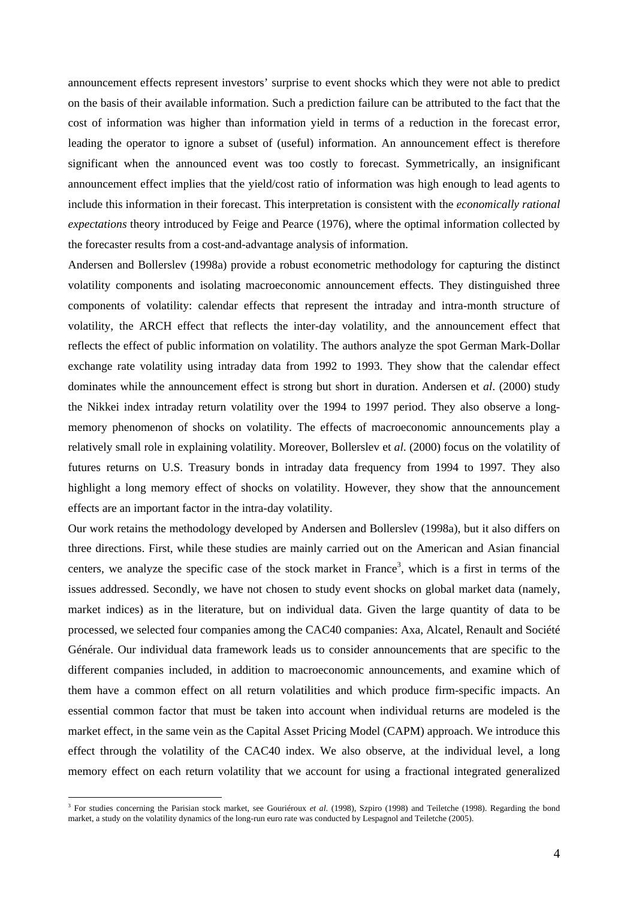announcement effects represent investors' surprise to event shocks which they were not able to predict on the basis of their available information. Such a prediction failure can be attributed to the fact that the cost of information was higher than information yield in terms of a reduction in the forecast error, leading the operator to ignore a subset of (useful) information. An announcement effect is therefore significant when the announced event was too costly to forecast. Symmetrically, an insignificant announcement effect implies that the yield/cost ratio of information was high enough to lead agents to include this information in their forecast. This interpretation is consistent with the *economically rational expectations* theory introduced by Feige and Pearce (1976), where the optimal information collected by the forecaster results from a cost-and-advantage analysis of information.

Andersen and Bollerslev (1998a) provide a robust econometric methodology for capturing the distinct volatility components and isolating macroeconomic announcement effects. They distinguished three components of volatility: calendar effects that represent the intraday and intra-month structure of volatility, the ARCH effect that reflects the inter-day volatility, and the announcement effect that reflects the effect of public information on volatility. The authors analyze the spot German Mark-Dollar exchange rate volatility using intraday data from 1992 to 1993. They show that the calendar effect dominates while the announcement effect is strong but short in duration. Andersen et *al*. (2000) study the Nikkei index intraday return volatility over the 1994 to 1997 period. They also observe a long-memory phenomenon of shocks on volatility. The effects of macroeconomic announcements play a relatively small role in explaining volatility. Moreover, Bollerslev et *al.* (2000) focus on the volatility of futures returns on U.S. Treasury bonds in intraday data frequency from 1994 to 1997. They also highlight a long memory effect of shocks on volatility. However, they show that the announcement effects are an important factor in the intra-day volatility.

Our work retains the methodology developed by Andersen and Bollerslev (1998a), but it also differs on three directions. First, while these studies are mainly carried out on the American and Asian financial centers, we analyze the specific case of the stock market in France[3], which is a first in terms of the issues addressed. Secondly, we have not chosen to study event shocks on global market data (namely, market indices) as in the literature, but on individual data. Given the large quantity of data to be processed, we selected four companies among the CAC40 companies: Axa, Alcatel, Renault and Société Générale. Our individual data framework leads us to consider announcements that are specific to the different companies included, in addition to macroeconomic announcements, and examine which of them have a common effect on all return volatilities and which produce firm-specific impacts. An essential common factor that must be taken into account when individual returns are modeled is the market effect, in the same vein as the Capital Asset Pricing Model (CAPM) approach. We introduce this effect through the volatility of the CAC40 index. We also observe, at the individual level, a long memory effect on each return volatility that we account for using a fractional integrated generalized

[3] For studies concerning the Parisian stock market, see Gouriéroux *et al.* (1998), Szpiro (1998) and Teiletche (1998). Regarding the bond market, a study on the volatility dynamics of the long-run euro rate was conducted by Lespagnol and Teiletche (2005).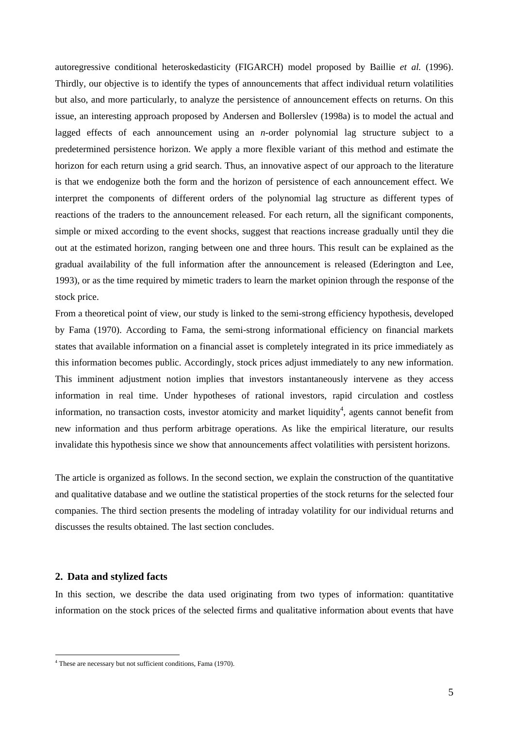autoregressive conditional heteroskedasticity (FIGARCH) model proposed by Baillie *et al.* (1996). Thirdly, our objective is to identify the types of announcements that affect individual return volatilities but also, and more particularly, to analyze the persistence of announcement effects on returns. On this issue, an interesting approach proposed by Andersen and Bollerslev (1998a) is to model the actual and lagged effects of each announcement using an *n*-order polynomial lag structure subject to a predetermined persistence horizon. We apply a more flexible variant of this method and estimate the horizon for each return using a grid search. Thus, an innovative aspect of our approach to the literature is that we endogenize both the form and the horizon of persistence of each announcement effect. We interpret the components of different orders of the polynomial lag structure as different types of reactions of the traders to the announcement released. For each return, all the significant components, simple or mixed according to the event shocks, suggest that reactions increase gradually until they die out at the estimated horizon, ranging between one and three hours. This result can be explained as the gradual availability of the full information after the announcement is released (Ederington and Lee, 1993), or as the time required by mimetic traders to learn the market opinion through the response of the stock price.

From a theoretical point of view, our study is linked to the semi-strong efficiency hypothesis, developed by Fama (1970). According to Fama, the semi-strong informational efficiency on financial markets states that available information on a financial asset is completely integrated in its price immediately as this information becomes public. Accordingly, stock prices adjust immediately to any new information. This imminent adjustment notion implies that investors instantaneously intervene as they access information in real time. Under hypotheses of rational investors, rapid circulation and costless information, no transaction costs, investor atomicity and market liquidity[4], agents cannot benefit from new information and thus perform arbitrage operations. As like the empirical literature, our results invalidate this hypothesis since we show that announcements affect volatilities with persistent horizons.

The article is organized as follows. In the second section, we explain the construction of the quantitative and qualitative database and we outline the statistical properties of the stock returns for the selected four companies. The third section presents the modeling of intraday volatility for our individual returns and discusses the results obtained. The last section concludes.

## 2. Data and stylized facts

In this section, we describe the data used originating from two types of information: quantitative information on the stock prices of the selected firms and qualitative information about events that have

[4] These are necessary but not sufficient conditions, Fama (1970).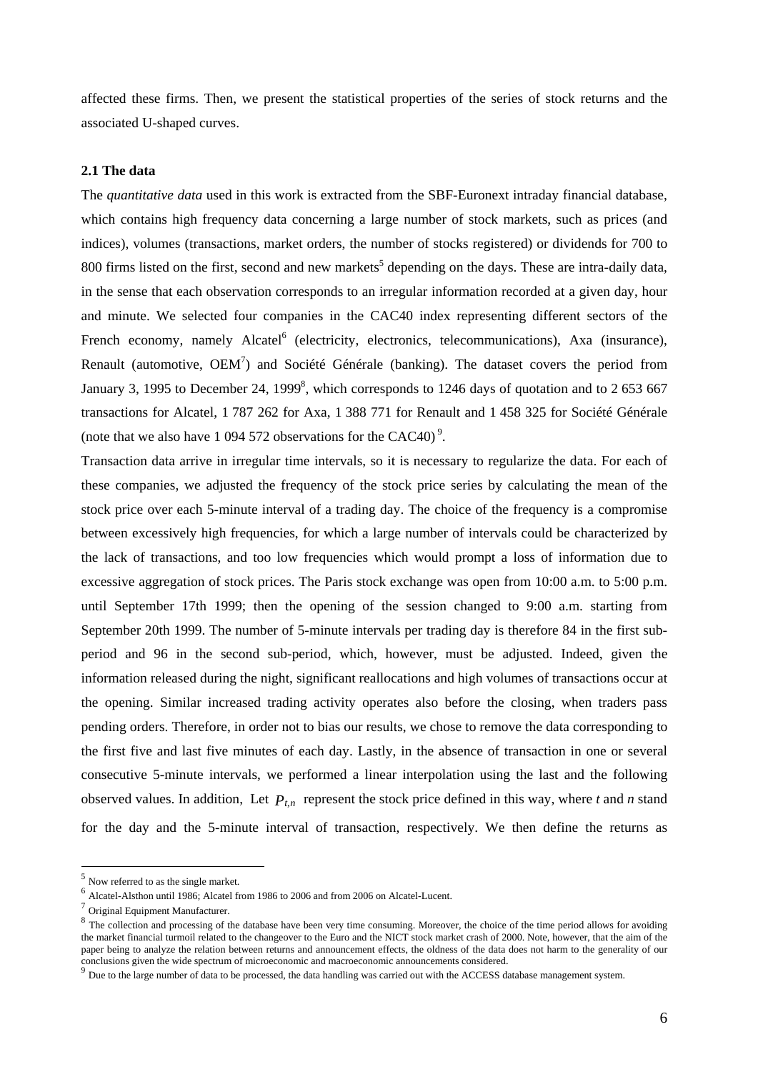affected these firms. Then, we present the statistical properties of the series of stock returns and the associated U-shaped curves.

### 2.1 The data

The *quantitative data* used in this work is extracted from the SBF-Euronext intraday financial database, which contains high frequency data concerning a large number of stock markets, such as prices (and indices), volumes (transactions, market orders, the number of stocks registered) or dividends for 700 to 800 firms listed on the first, second and new markets[5] depending on the days. These are intra-daily data, in the sense that each observation corresponds to an irregular information recorded at a given day, hour and minute. We selected four companies in the CAC40 index representing different sectors of the French economy, namely Alcatel[6] (electricity, electronics, telecommunications), Axa (insurance), Renault (automotive, OEM[7]) and Société Générale (banking). The dataset covers the period from January 3, 1995 to December 24, 1999[8], which corresponds to 1246 days of quotation and to 2 653 667 transactions for Alcatel, 1 787 262 for Axa, 1 388 771 for Renault and 1 458 325 for Société Générale (note that we also have 1 094 572 observations for the CAC40)[9].

Transaction data arrive in irregular time intervals, so it is necessary to regularize the data. For each of these companies, we adjusted the frequency of the stock price series by calculating the mean of the stock price over each 5-minute interval of a trading day. The choice of the frequency is a compromise between excessively high frequencies, for which a large number of intervals could be characterized by the lack of transactions, and too low frequencies which would prompt a loss of information due to excessive aggregation of stock prices. The Paris stock exchange was open from 10:00 a.m. to 5:00 p.m. until September 17th 1999; then the opening of the session changed to 9:00 a.m. starting from September 20th 1999. The number of 5-minute intervals per trading day is therefore 84 in the first sub-period and 96 in the second sub-period, which, however, must be adjusted. Indeed, given the information released during the night, significant reallocations and high volumes of transactions occur at the opening. Similar increased trading activity operates also before the closing, when traders pass pending orders. Therefore, in order not to bias our results, we chose to remove the data corresponding to the first five and last five minutes of each day. Lastly, in the absence of transaction in one or several consecutive 5-minute intervals, we performed a linear interpolation using the last and the following observed values. In addition, Let $P_{t,n}$ represent the stock price defined in this way, where $t$ and $n$ stand for the day and the 5-minute interval of transaction, respectively. We then define the returns as

---

[5] Now referred to as the single market.

[6] Alcatel-Alsthon until 1986; Alcatel from 1986 to 2006 and from 2006 on Alcatel-Lucent.

[7] Original Equipment Manufacturer.

[8] The collection and processing of the database have been very time consuming. Moreover, the choice of the time period allows for avoiding the market financial turmoil related to the changeover to the Euro and the NICT stock market crash of 2000. Note, however, that the aim of the paper being to analyze the relation between returns and announcement effects, the oldness of the data does not harm to the generality of our conclusions given the wide spectrum of microeconomic and macroeconomic announcements considered.

[9] Due to the large number of data to be processed, the data handling was carried out with the ACCESS database management system.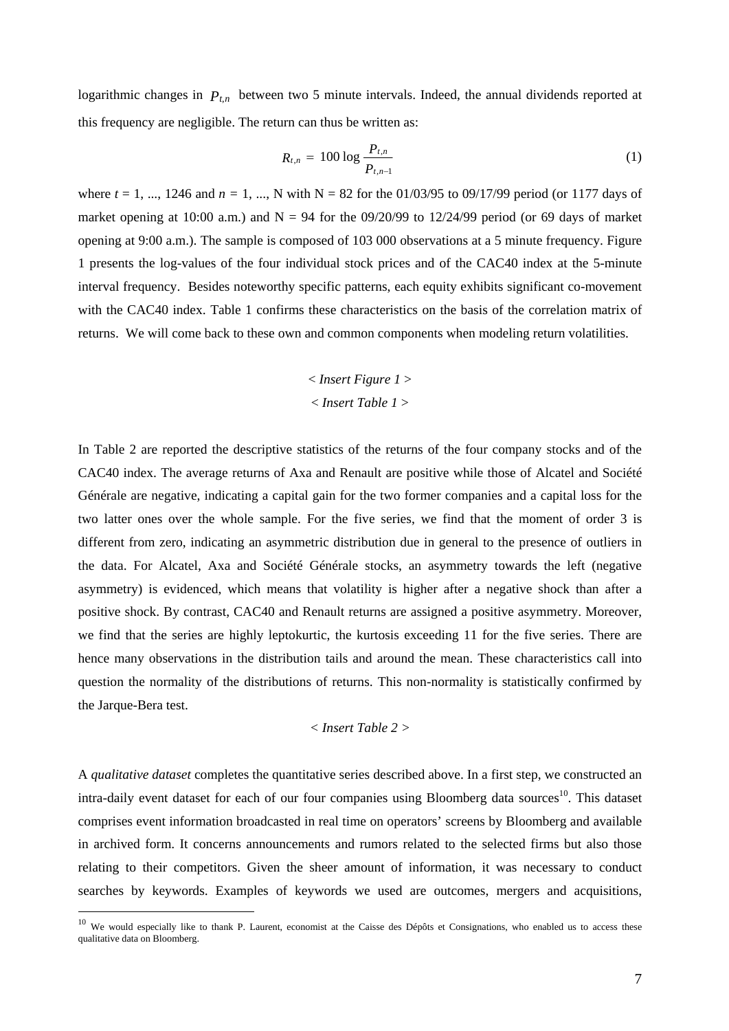logarithmic changes in $P_{t,n}$ between two 5 minute intervals. Indeed, the annual dividends reported at this frequency are negligible. The return can thus be written as:

$$R_{t,n} = 100 \log \frac{P_{t,n}}{P_{t,n-1}} \tag{1}$$

where $t = 1, ..., 1246$ and $n = 1, ..., N$ with N = 82 for the 01/03/95 to 09/17/99 period (or 1177 days of market opening at 10:00 a.m.) and N = 94 for the 09/20/99 to 12/24/99 period (or 69 days of market opening at 9:00 a.m.). The sample is composed of 103 000 observations at a 5 minute frequency. Figure 1 presents the log-values of the four individual stock prices and of the CAC40 index at the 5-minute interval frequency. Besides noteworthy specific patterns, each equity exhibits significant co-movement with the CAC40 index. Table 1 confirms these characteristics on the basis of the correlation matrix of returns. We will come back to these own and common components when modeling return volatilities.

*< Insert Figure 1 >*

*< Insert Table 1 >*

In Table 2 are reported the descriptive statistics of the returns of the four company stocks and of the CAC40 index. The average returns of Axa and Renault are positive while those of Alcatel and Société Générale are negative, indicating a capital gain for the two former companies and a capital loss for the two latter ones over the whole sample. For the five series, we find that the moment of order 3 is different from zero, indicating an asymmetric distribution due in general to the presence of outliers in the data. For Alcatel, Axa and Société Générale stocks, an asymmetry towards the left (negative asymmetry) is evidenced, which means that volatility is higher after a negative shock than after a positive shock. By contrast, CAC40 and Renault returns are assigned a positive asymmetry. Moreover, we find that the series are highly leptokurtic, the kurtosis exceeding 11 for the five series. There are hence many observations in the distribution tails and around the mean. These characteristics call into question the normality of the distributions of returns. This non-normality is statistically confirmed by the Jarque-Bera test.

*< Insert Table 2 >*

A *qualitative dataset* completes the quantitative series described above. In a first step, we constructed an intra-daily event dataset for each of our four companies using Bloomberg data sources[10]. This dataset comprises event information broadcasted in real time on operators' screens by Bloomberg and available in archived form. It concerns announcements and rumors related to the selected firms but also those relating to their competitors. Given the sheer amount of information, it was necessary to conduct searches by keywords. Examples of keywords we used are outcomes, mergers and acquisitions,

[10] We would especially like to thank P. Laurent, economist at the Caisse des Dépôts et Consignations, who enabled us to access these qualitative data on Bloomberg.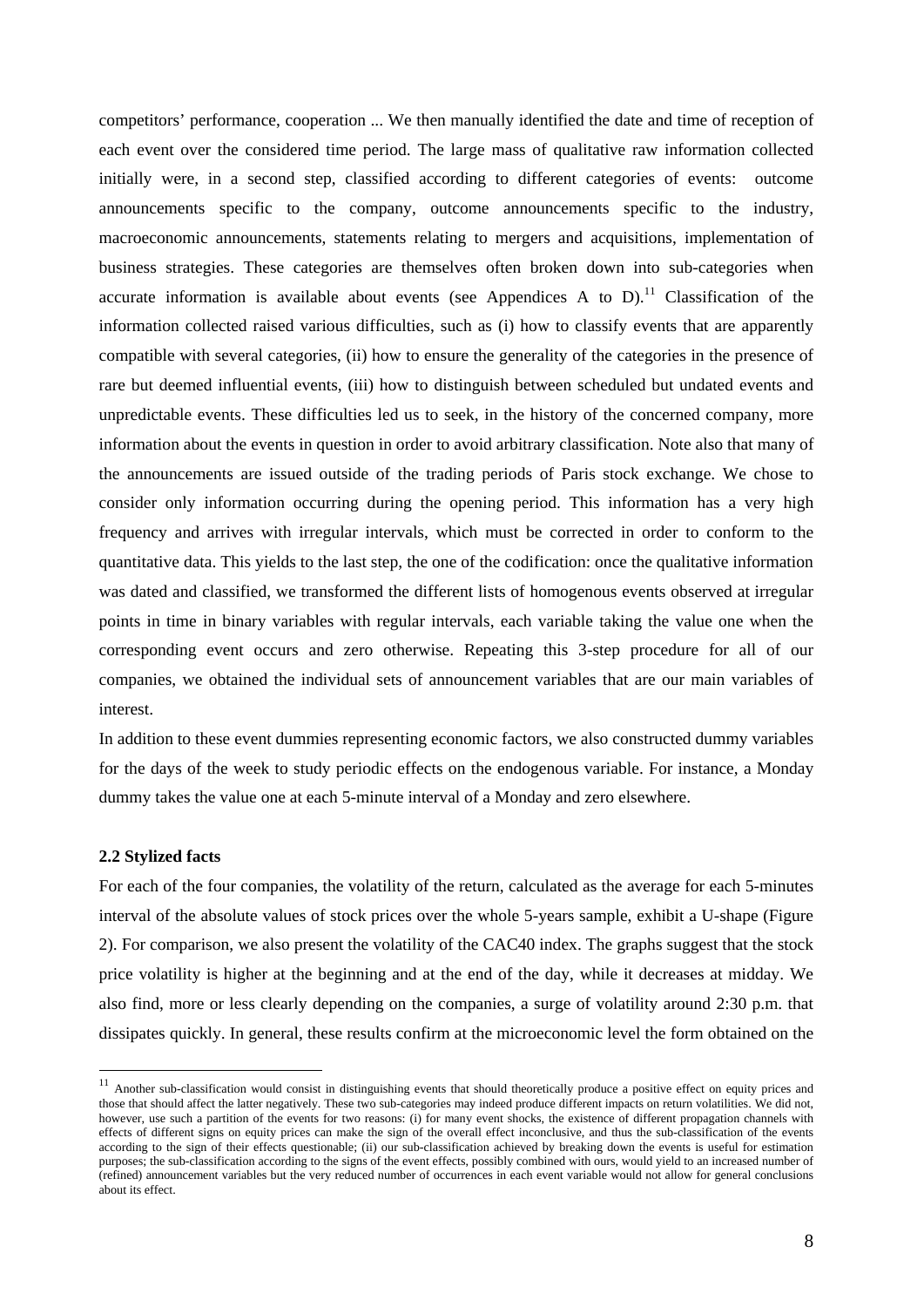competitors' performance, cooperation ... We then manually identified the date and time of reception of each event over the considered time period. The large mass of qualitative raw information collected initially were, in a second step, classified according to different categories of events: outcome announcements specific to the company, outcome announcements specific to the industry, macroeconomic announcements, statements relating to mergers and acquisitions, implementation of business strategies. These categories are themselves often broken down into sub-categories when accurate information is available about events (see Appendices A to D).[11] Classification of the information collected raised various difficulties, such as (i) how to classify events that are apparently compatible with several categories, (ii) how to ensure the generality of the categories in the presence of rare but deemed influential events, (iii) how to distinguish between scheduled but undated events and unpredictable events. These difficulties led us to seek, in the history of the concerned company, more information about the events in question in order to avoid arbitrary classification. Note also that many of the announcements are issued outside of the trading periods of Paris stock exchange. We chose to consider only information occurring during the opening period. This information has a very high frequency and arrives with irregular intervals, which must be corrected in order to conform to the quantitative data. This yields to the last step, the one of the codification: once the qualitative information was dated and classified, we transformed the different lists of homogenous events observed at irregular points in time in binary variables with regular intervals, each variable taking the value one when the corresponding event occurs and zero otherwise. Repeating this 3-step procedure for all of our companies, we obtained the individual sets of announcement variables that are our main variables of interest.

In addition to these event dummies representing economic factors, we also constructed dummy variables for the days of the week to study periodic effects on the endogenous variable. For instance, a Monday dummy takes the value one at each 5-minute interval of a Monday and zero elsewhere.

### 2.2 Stylized facts

For each of the four companies, the volatility of the return, calculated as the average for each 5-minutes interval of the absolute values of stock prices over the whole 5-years sample, exhibit a U-shape (Figure 2). For comparison, we also present the volatility of the CAC40 index. The graphs suggest that the stock price volatility is higher at the beginning and at the end of the day, while it decreases at midday. We also find, more or less clearly depending on the companies, a surge of volatility around 2:30 p.m. that dissipates quickly. In general, these results confirm at the microeconomic level the form obtained on the

[11] Another sub-classification would consist in distinguishing events that should theoretically produce a positive effect on equity prices and those that should affect the latter negatively. These two sub-categories may indeed produce different impacts on return volatilities. We did not, however, use such a partition of the events for two reasons: (i) for many event shocks, the existence of different propagation channels with effects of different signs on equity prices can make the sign of the overall effect inconclusive, and thus the sub-classification of the events according to the sign of their effects questionable; (ii) our sub-classification achieved by breaking down the events is useful for estimation purposes; the sub-classification according to the signs of the event effects, possibly combined with ours, would yield to an increased number of (refined) announcement variables but the very reduced number of occurrences in each event variable would not allow for general conclusions about its effect.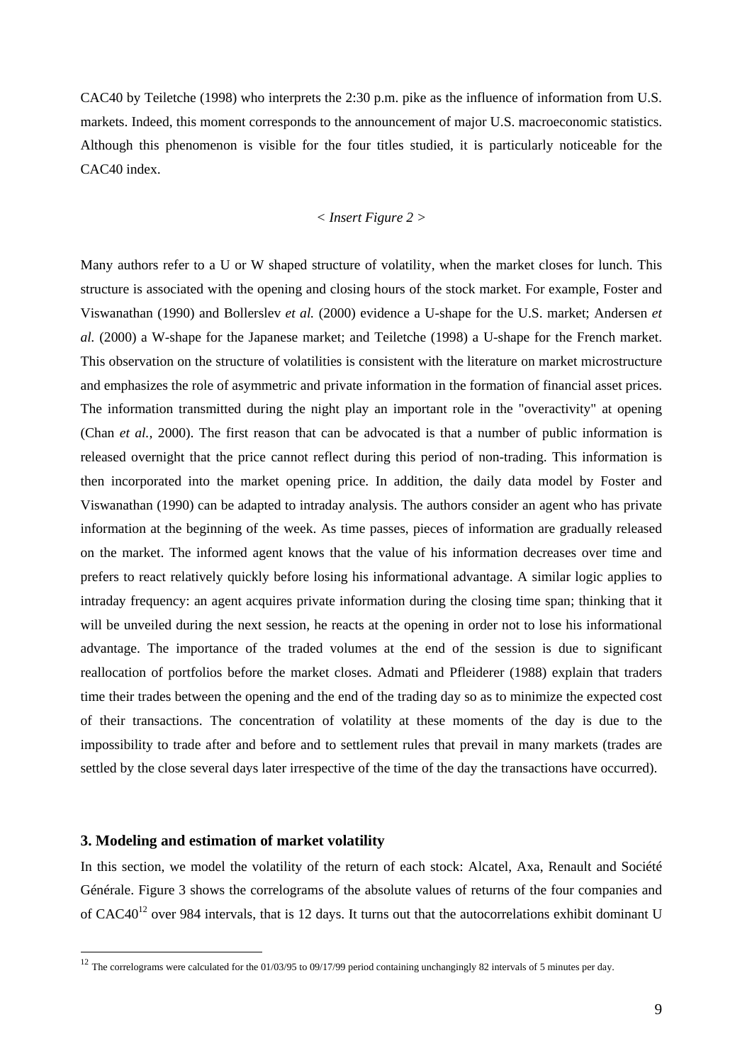CAC40 by Teiletche (1998) who interprets the 2:30 p.m. pike as the influence of information from U.S. markets. Indeed, this moment corresponds to the announcement of major U.S. macroeconomic statistics. Although this phenomenon is visible for the four titles studied, it is particularly noticeable for the CAC40 index.

*< Insert Figure 2 >*

Many authors refer to a U or W shaped structure of volatility, when the market closes for lunch. This structure is associated with the opening and closing hours of the stock market. For example, Foster and Viswanathan (1990) and Bollerslev *et al.* (2000) evidence a U-shape for the U.S. market; Andersen *et al.* (2000) a W-shape for the Japanese market; and Teiletche (1998) a U-shape for the French market. This observation on the structure of volatilities is consistent with the literature on market microstructure and emphasizes the role of asymmetric and private information in the formation of financial asset prices. The information transmitted during the night play an important role in the "overactivity" at opening (Chan *et al.,* 2000). The first reason that can be advocated is that a number of public information is released overnight that the price cannot reflect during this period of non-trading. This information is then incorporated into the market opening price. In addition, the daily data model by Foster and Viswanathan (1990) can be adapted to intraday analysis. The authors consider an agent who has private information at the beginning of the week. As time passes, pieces of information are gradually released on the market. The informed agent knows that the value of his information decreases over time and prefers to react relatively quickly before losing his informational advantage. A similar logic applies to intraday frequency: an agent acquires private information during the closing time span; thinking that it will be unveiled during the next session, he reacts at the opening in order not to lose his informational advantage. The importance of the traded volumes at the end of the session is due to significant reallocation of portfolios before the market closes. Admati and Pfleiderer (1988) explain that traders time their trades between the opening and the end of the trading day so as to minimize the expected cost of their transactions. The concentration of volatility at these moments of the day is due to the impossibility to trade after and before and to settlement rules that prevail in many markets (trades are settled by the close several days later irrespective of the time of the day the transactions have occurred).

### 3. Modeling and estimation of market volatility

In this section, we model the volatility of the return of each stock: Alcatel, Axa, Renault and Société Générale. Figure 3 shows the correlograms of the absolute values of returns of the four companies and of CAC40[12] over 984 intervals, that is 12 days. It turns out that the autocorrelations exhibit dominant U

---

[12] The correlograms were calculated for the 01/03/95 to 09/17/99 period containing unchangingly 82 intervals of 5 minutes per day.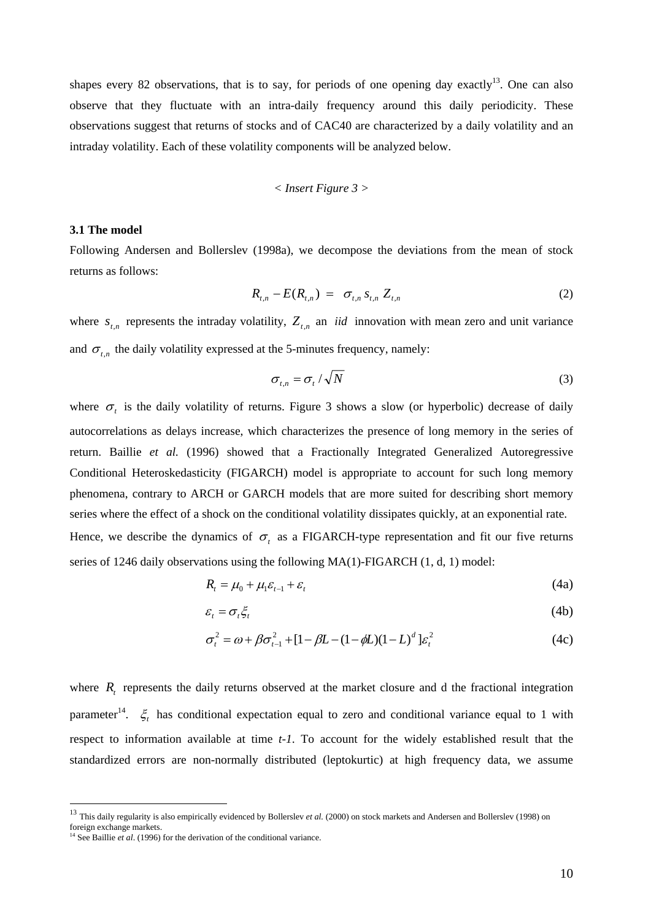shapes every 82 observations, that is to say, for periods of one opening day exactly[13]. One can also observe that they fluctuate with an intra-daily frequency around this daily periodicity. These observations suggest that returns of stocks and of CAC40 are characterized by a daily volatility and an intraday volatility. Each of these volatility components will be analyzed below.

< *Insert Figure 3* >

### 3.1 The model

Following Andersen and Bollerslev (1998a), we decompose the deviations from the mean of stock returns as follows:

$$R_{t,n} - E(R_{t,n}) = \sigma_{t,n}\, s_{t,n}\, Z_{t,n} \tag{2}$$

where $s_{t,n}$ represents the intraday volatility, $Z_{t,n}$ an *iid* innovation with mean zero and unit variance and $\sigma_{t,n}$ the daily volatility expressed at the 5-minutes frequency, namely:

$$\sigma_{t,n} = \sigma_t / \sqrt{N} \tag{3}$$

where $\sigma_t$ is the daily volatility of returns. Figure 3 shows a slow (or hyperbolic) decrease of daily autocorrelations as delays increase, which characterizes the presence of long memory in the series of return. Baillie *et al.* (1996) showed that a Fractionally Integrated Generalized Autoregressive Conditional Heteroskedasticity (FIGARCH) model is appropriate to account for such long memory phenomena, contrary to ARCH or GARCH models that are more suited for describing short memory series where the effect of a shock on the conditional volatility dissipates quickly, at an exponential rate. Hence, we describe the dynamics of $\sigma_t$ as a FIGARCH-type representation and fit our five returns series of 1246 daily observations using the following MA(1)-FIGARCH (1, d, 1) model:

$$R_t = \mu_0 + \mu_1 \varepsilon_{t-1} + \varepsilon_t \tag{4a}$$

$$\varepsilon_t = \sigma_t \xi_t \tag{4b}$$

$$\sigma_t^2 = \omega + \beta \sigma_{t-1}^2 + [1 - \beta L - (1 - \phi L)(1 - L)^d]\varepsilon_t^2 \tag{4c}$$

where $R_t$ represents the daily returns observed at the market closure and d the fractional integration parameter[14]. $\xi_t$ has conditional expectation equal to zero and conditional variance equal to 1 with respect to information available at time *t-1*. To account for the widely established result that the standardized errors are non-normally distributed (leptokurtic) at high frequency data, we assume

[13] This daily regularity is also empirically evidenced by Bollerslev *et al.* (2000) on stock markets and Andersen and Bollerslev (1998) on foreign exchange markets.

[14] See Baillie *et al*. (1996) for the derivation of the conditional variance.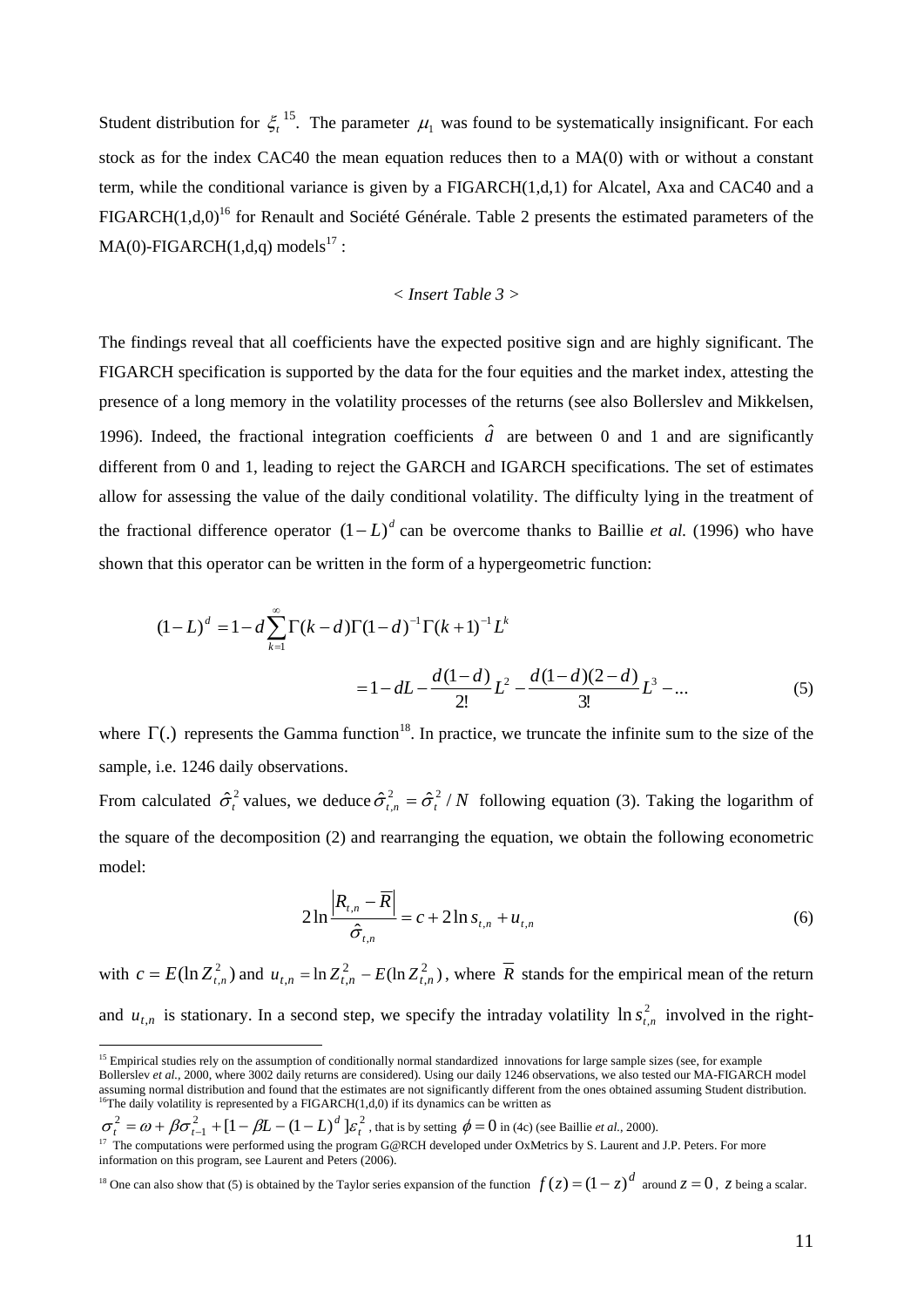Student distribution for $\xi_t$[15]. The parameter $\mu_1$ was found to be systematically insignificant. For each stock as for the index CAC40 the mean equation reduces then to a MA(0) with or without a constant term, while the conditional variance is given by a FIGARCH(1,d,1) for Alcatel, Axa and CAC40 and a FIGARCH(1,d,0)[16] for Renault and Société Générale. Table 2 presents the estimated parameters of the MA(0)-FIGARCH(1,d,q) models[17] :

*< Insert Table 3 >*

The findings reveal that all coefficients have the expected positive sign and are highly significant. The FIGARCH specification is supported by the data for the four equities and the market index, attesting the presence of a long memory in the volatility processes of the returns (see also Bollerslev and Mikkelsen, 1996). Indeed, the fractional integration coefficients $\hat{d}$ are between 0 and 1 and are significantly different from 0 and 1, leading to reject the GARCH and IGARCH specifications. The set of estimates allow for assessing the value of the daily conditional volatility. The difficulty lying in the treatment of the fractional difference operator $(1-L)^d$ can be overcome thanks to Baillie *et al.* (1996) who have shown that this operator can be written in the form of a hypergeometric function:

$$
\begin{aligned}
(1-L)^d &= 1 - d\sum_{k=1}^{\infty}\Gamma(k-d)\Gamma(1-d)^{-1}\Gamma(k+1)^{-1}L^k \\
&= 1 - dL - \frac{d(1-d)}{2!}L^2 - \frac{d(1-d)(2-d)}{3!}L^3 - \ldots \qquad (5)
\end{aligned}
$$

where $\Gamma(.)$ represents the Gamma function[18]. In practice, we truncate the infinite sum to the size of the sample, i.e. 1246 daily observations.

From calculated $\hat{\sigma}_t^2$ values, we deduce $\hat{\sigma}_{t,n}^2 = \hat{\sigma}_t^2 / N$ following equation (3). Taking the logarithm of the square of the decomposition (2) and rearranging the equation, we obtain the following econometric model:

$$
2\ln\frac{\left|R_{t,n} - \overline{R}\right|}{\hat{\sigma}_{t,n}} = c + 2\ln s_{t,n} + u_{t,n} \qquad (6)
$$

with $c = E(\ln Z_{t,n}^2)$ and $u_{t,n} = \ln Z_{t,n}^2 - E(\ln Z_{t,n}^2)$, where $\overline{R}$ stands for the empirical mean of the return and $u_{t,n}$ is stationary. In a second step, we specify the intraday volatility $\ln s_{t,n}^2$ involved in the right-

---

[15] Empirical studies rely on the assumption of conditionally normal standardized innovations for large sample sizes (see, for example Bollerslev *et al.*, 2000, where 3002 daily returns are considered). Using our daily 1246 observations, we also tested our MA-FIGARCH model assuming normal distribution and found that the estimates are not significantly different from the ones obtained assuming Student distribution.

[16] The daily volatility is represented by a FIGARCH(1,d,0) if its dynamics can be written as $\sigma_t^2 = \omega + \beta\sigma_{t-1}^2 + [1 - \beta L - (1-L)^d]\varepsilon_t^2$, that is by setting $\phi = 0$ in (4c) (see Baillie *et al.*, 2000).

[17] The computations were performed using the program G@RCH developed under OxMetrics by S. Laurent and J.P. Peters. For more information on this program, see Laurent and Peters (2006).

[18] One can also show that (5) is obtained by the Taylor series expansion of the function $f(z) = (1-z)^d$ around $z = 0$, $z$ being a scalar.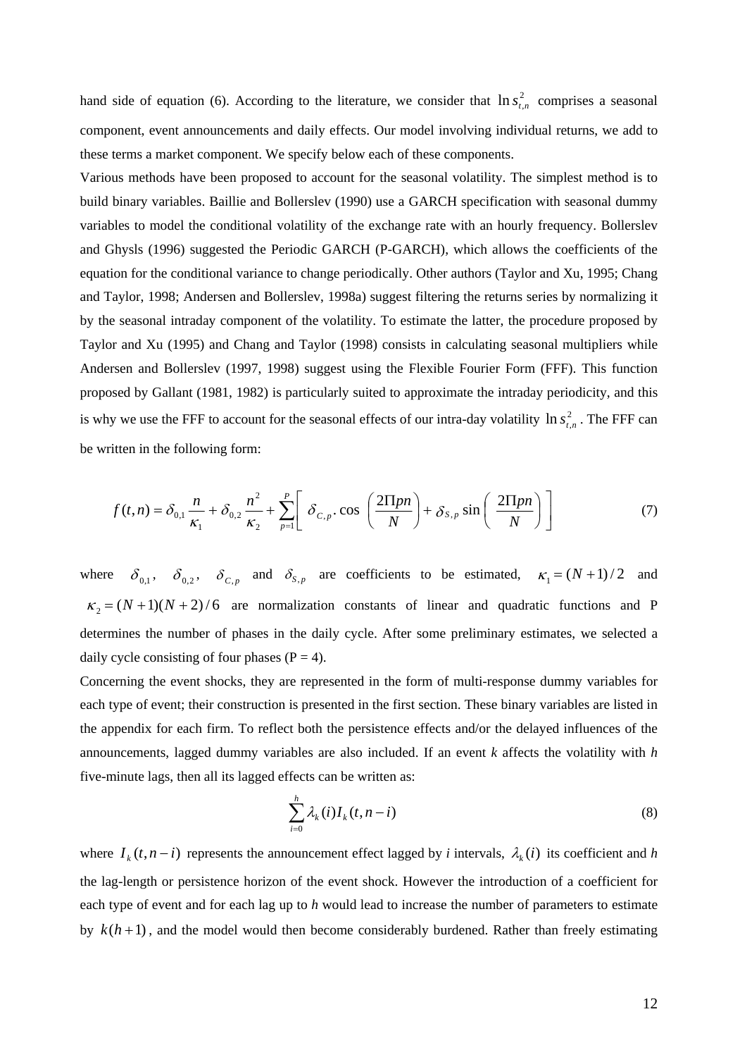hand side of equation (6). According to the literature, we consider that $\ln s_{t,n}^2$ comprises a seasonal component, event announcements and daily effects. Our model involving individual returns, we add to these terms a market component. We specify below each of these components.

Various methods have been proposed to account for the seasonal volatility. The simplest method is to build binary variables. Baillie and Bollerslev (1990) use a GARCH specification with seasonal dummy variables to model the conditional volatility of the exchange rate with an hourly frequency. Bollerslev and Ghysls (1996) suggested the Periodic GARCH (P-GARCH), which allows the coefficients of the equation for the conditional variance to change periodically. Other authors (Taylor and Xu, 1995; Chang and Taylor, 1998; Andersen and Bollerslev, 1998a) suggest filtering the returns series by normalizing it by the seasonal intraday component of the volatility. To estimate the latter, the procedure proposed by Taylor and Xu (1995) and Chang and Taylor (1998) consists in calculating seasonal multipliers while Andersen and Bollerslev (1997, 1998) suggest using the Flexible Fourier Form (FFF). This function proposed by Gallant (1981, 1982) is particularly suited to approximate the intraday periodicity, and this is why we use the FFF to account for the seasonal effects of our intra-day volatility $\ln s_{t,n}^2$. The FFF can be written in the following form:

$$f(t,n) = \delta_{0,1}\frac{n}{\kappa_1} + \delta_{0,2}\frac{n^2}{\kappa_2} + \sum_{p=1}^{P}\left[\delta_{C,p}.\cos\left(\frac{2\Pi pn}{N}\right) + \delta_{S,p}\sin\left(\frac{2\Pi pn}{N}\right)\right] \tag{7}$$

where $\delta_{0,1}$, $\delta_{0,2}$, $\delta_{C,p}$ and $\delta_{S,p}$ are coefficients to be estimated, $\kappa_1 = (N+1)/2$ and $\kappa_2 = (N+1)(N+2)/6$ are normalization constants of linear and quadratic functions and P determines the number of phases in the daily cycle. After some preliminary estimates, we selected a daily cycle consisting of four phases (P = 4).

Concerning the event shocks, they are represented in the form of multi-response dummy variables for each type of event; their construction is presented in the first section. These binary variables are listed in the appendix for each firm. To reflect both the persistence effects and/or the delayed influences of the announcements, lagged dummy variables are also included. If an event *k* affects the volatility with *h* five-minute lags, then all its lagged effects can be written as:

$$\sum_{i=0}^{h}\lambda_k(i)I_k(t,n-i) \tag{8}$$

where $I_k(t,n-i)$ represents the announcement effect lagged by *i* intervals, $\lambda_k(i)$ its coefficient and *h* the lag-length or persistence horizon of the event shock. However the introduction of a coefficient for each type of event and for each lag up to *h* would lead to increase the number of parameters to estimate by $k(h+1)$, and the model would then become considerably burdened. Rather than freely estimating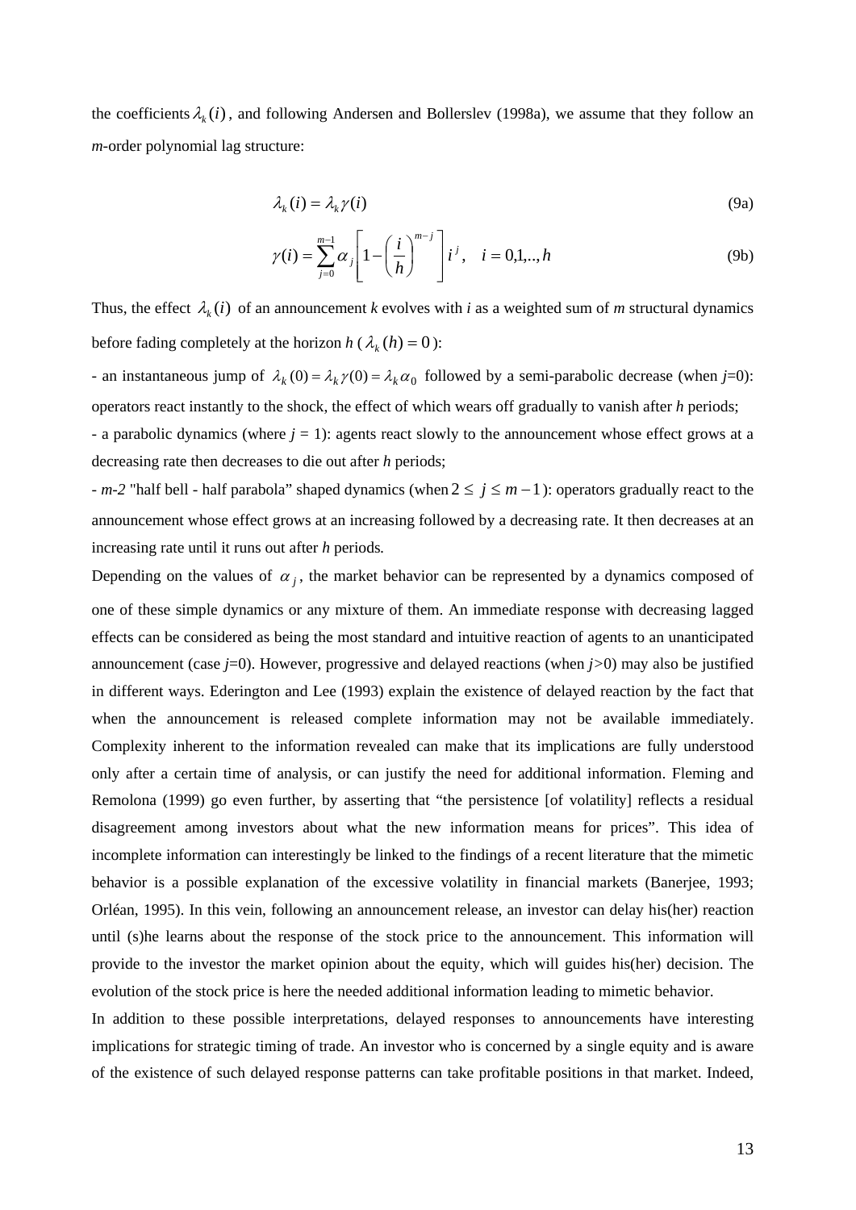the coefficients $\lambda_k(i)$, and following Andersen and Bollerslev (1998a), we assume that they follow an *m*-order polynomial lag structure:

$$\lambda_k(i) = \lambda_k \gamma(i) \tag{9a}$$

$$\gamma(i) = \sum_{j=0}^{m-1} \alpha_j \left[ 1 - \left( \frac{i}{h} \right)^{m-j} \right] i^j, \quad i = 0,1,..,h \tag{9b}$$

Thus, the effect $\lambda_k(i)$ of an announcement *k* evolves with *i* as a weighted sum of *m* structural dynamics before fading completely at the horizon *h* ($\lambda_k(h) = 0$):

- an instantaneous jump of $\lambda_k(0) = \lambda_k \gamma(0) = \lambda_k \alpha_0$ followed by a semi-parabolic decrease (when *j*=0): operators react instantly to the shock, the effect of which wears off gradually to vanish after *h* periods;
- a parabolic dynamics (where *j* = 1): agents react slowly to the announcement whose effect grows at a decreasing rate then decreases to die out after *h* periods;
- *m-2* "half bell - half parabola" shaped dynamics (when $2 \leq j \leq m-1$): operators gradually react to the announcement whose effect grows at an increasing followed by a decreasing rate. It then decreases at an increasing rate until it runs out after *h* periods*.*

Depending on the values of $\alpha_j$, the market behavior can be represented by a dynamics composed of one of these simple dynamics or any mixture of them. An immediate response with decreasing lagged effects can be considered as being the most standard and intuitive reaction of agents to an unanticipated announcement (case *j*=0). However, progressive and delayed reactions (when *j*>0) may also be justified in different ways. Ederington and Lee (1993) explain the existence of delayed reaction by the fact that when the announcement is released complete information may not be available immediately. Complexity inherent to the information revealed can make that its implications are fully understood only after a certain time of analysis, or can justify the need for additional information. Fleming and Remolona (1999) go even further, by asserting that "the persistence [of volatility] reflects a residual disagreement among investors about what the new information means for prices". This idea of incomplete information can interestingly be linked to the findings of a recent literature that the mimetic behavior is a possible explanation of the excessive volatility in financial markets (Banerjee, 1993; Orléan, 1995). In this vein, following an announcement release, an investor can delay his(her) reaction until (s)he learns about the response of the stock price to the announcement. This information will provide to the investor the market opinion about the equity, which will guides his(her) decision. The evolution of the stock price is here the needed additional information leading to mimetic behavior.

In addition to these possible interpretations, delayed responses to announcements have interesting implications for strategic timing of trade. An investor who is concerned by a single equity and is aware of the existence of such delayed response patterns can take profitable positions in that market. Indeed,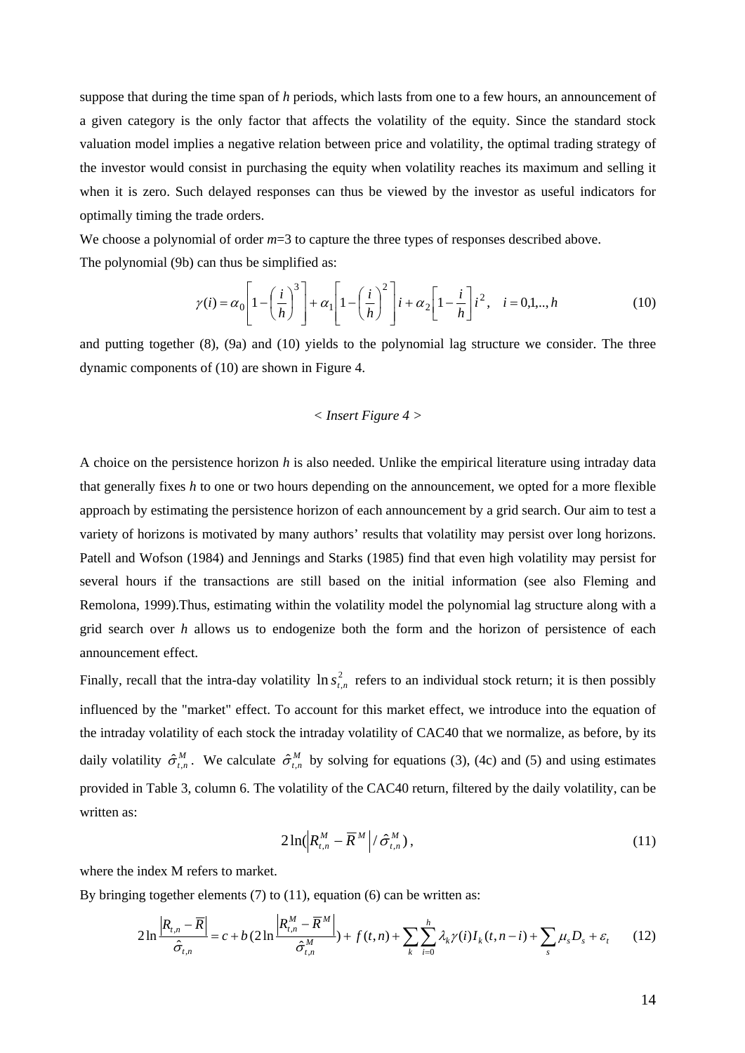suppose that during the time span of *h* periods, which lasts from one to a few hours, an announcement of a given category is the only factor that affects the volatility of the equity. Since the standard stock valuation model implies a negative relation between price and volatility, the optimal trading strategy of the investor would consist in purchasing the equity when volatility reaches its maximum and selling it when it is zero. Such delayed responses can thus be viewed by the investor as useful indicators for optimally timing the trade orders.

We choose a polynomial of order $m$=3 to capture the three types of responses described above.

The polynomial (9b) can thus be simplified as:

$$\gamma(i) = \alpha_0 \left[1 - \left(\frac{i}{h}\right)^3\right] + \alpha_1 \left[1 - \left(\frac{i}{h}\right)^2\right] i + \alpha_2 \left[1 - \frac{i}{h}\right] i^2, \quad i = 0,1,..,h \tag{10}$$

and putting together (8), (9a) and (10) yields to the polynomial lag structure we consider. The three dynamic components of (10) are shown in Figure 4.

*< Insert Figure 4 >*

A choice on the persistence horizon *h* is also needed. Unlike the empirical literature using intraday data that generally fixes *h* to one or two hours depending on the announcement, we opted for a more flexible approach by estimating the persistence horizon of each announcement by a grid search. Our aim to test a variety of horizons is motivated by many authors' results that volatility may persist over long horizons. Patell and Wofson (1984) and Jennings and Starks (1985) find that even high volatility may persist for several hours if the transactions are still based on the initial information (see also Fleming and Remolona, 1999).Thus, estimating within the volatility model the polynomial lag structure along with a grid search over *h* allows us to endogenize both the form and the horizon of persistence of each announcement effect.

Finally, recall that the intra-day volatility $\ln s_{t,n}^2$ refers to an individual stock return; it is then possibly influenced by the "market" effect. To account for this market effect, we introduce into the equation of the intraday volatility of each stock the intraday volatility of CAC40 that we normalize, as before, by its daily volatility $\hat{\sigma}_{t,n}^M$. We calculate $\hat{\sigma}_{t,n}^M$ by solving for equations (3), (4c) and (5) and using estimates provided in Table 3, column 6. The volatility of the CAC40 return, filtered by the daily volatility, can be written as:

$$2\ln(\left|R_{t,n}^M - \overline{R}^M\right| / \hat{\sigma}_{t,n}^M), \tag{11}$$

where the index M refers to market.

By bringing together elements (7) to (11), equation (6) can be written as:

$$2\ln\frac{\left|R_{t,n} - \overline{R}\right|}{\hat{\sigma}_{t,n}} = c + b(2\ln\frac{\left|R_{t,n}^M - \overline{R}^M\right|}{\hat{\sigma}_{t,n}^M}) + f(t,n) + \sum_k \sum_{i=0}^{h} \lambda_k \gamma(i) I_k(t, n-i) + \sum_s \mu_s D_s + \varepsilon_t \tag{12}$$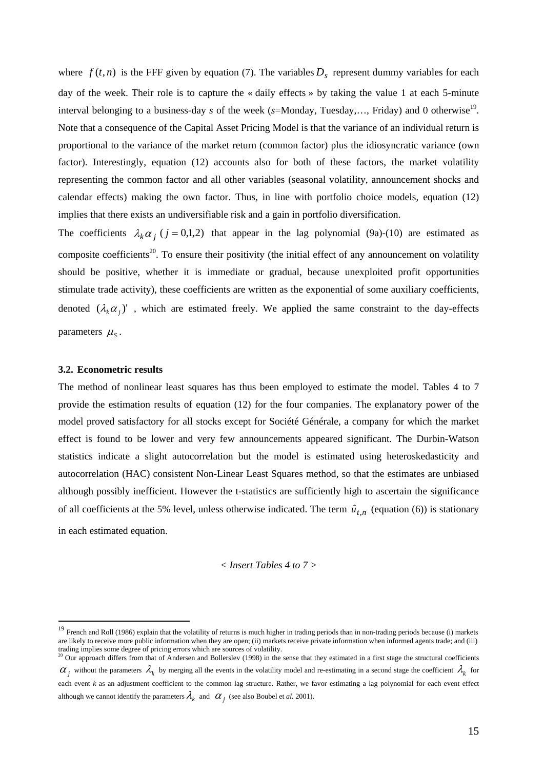where $f(t,n)$ is the FFF given by equation (7). The variables $D_s$ represent dummy variables for each day of the week. Their role is to capture the « daily effects » by taking the value 1 at each 5-minute interval belonging to a business-day *s* of the week (*s*=Monday, Tuesday,…, Friday) and 0 otherwise[19]. Note that a consequence of the Capital Asset Pricing Model is that the variance of an individual return is proportional to the variance of the market return (common factor) plus the idiosyncratic variance (own factor). Interestingly, equation (12) accounts also for both of these factors, the market volatility representing the common factor and all other variables (seasonal volatility, announcement shocks and calendar effects) making the own factor. Thus, in line with portfolio choice models, equation (12) implies that there exists an undiversifiable risk and a gain in portfolio diversification.

The coefficients $\lambda_k \alpha_j$ $(j = 0,1,2)$ that appear in the lag polynomial (9a)-(10) are estimated as composite coefficients[20]. To ensure their positivity (the initial effect of any announcement on volatility should be positive, whether it is immediate or gradual, because unexploited profit opportunities stimulate trade activity), these coefficients are written as the exponential of some auxiliary coefficients, denoted $(\lambda_k \alpha_j)'$ , which are estimated freely. We applied the same constraint to the day-effects parameters $\mu_s$.

### 3.2. Econometric results

The method of nonlinear least squares has thus been employed to estimate the model. Tables 4 to 7 provide the estimation results of equation (12) for the four companies. The explanatory power of the model proved satisfactory for all stocks except for Société Générale, a company for which the market effect is found to be lower and very few announcements appeared significant. The Durbin-Watson statistics indicate a slight autocorrelation but the model is estimated using heteroskedasticity and autocorrelation (HAC) consistent Non-Linear Least Squares method, so that the estimates are unbiased although possibly inefficient. However the t-statistics are sufficiently high to ascertain the significance of all coefficients at the 5% level, unless otherwise indicated. The term $\hat{u}_{t,n}$ (equation (6)) is stationary in each estimated equation.

*< Insert Tables 4 to 7 >*

---

[19] French and Roll (1986) explain that the volatility of returns is much higher in trading periods than in non-trading periods because (i) markets are likely to receive more public information when they are open; (ii) markets receive private information when informed agents trade; and (iii) trading implies some degree of pricing errors which are sources of volatility.

[20] Our approach differs from that of Andersen and Bollerslev (1998) in the sense that they estimated in a first stage the structural coefficients $\alpha_j$ without the parameters $\lambda_k$ by merging all the events in the volatility model and re-estimating in a second stage the coefficient $\lambda_k$ for each event *k* as an adjustment coefficient to the common lag structure. Rather, we favor estimating a lag polynomial for each event effect although we cannot identify the parameters $\lambda_k$ and $\alpha_j$ (see also Boubel et *al.* 2001).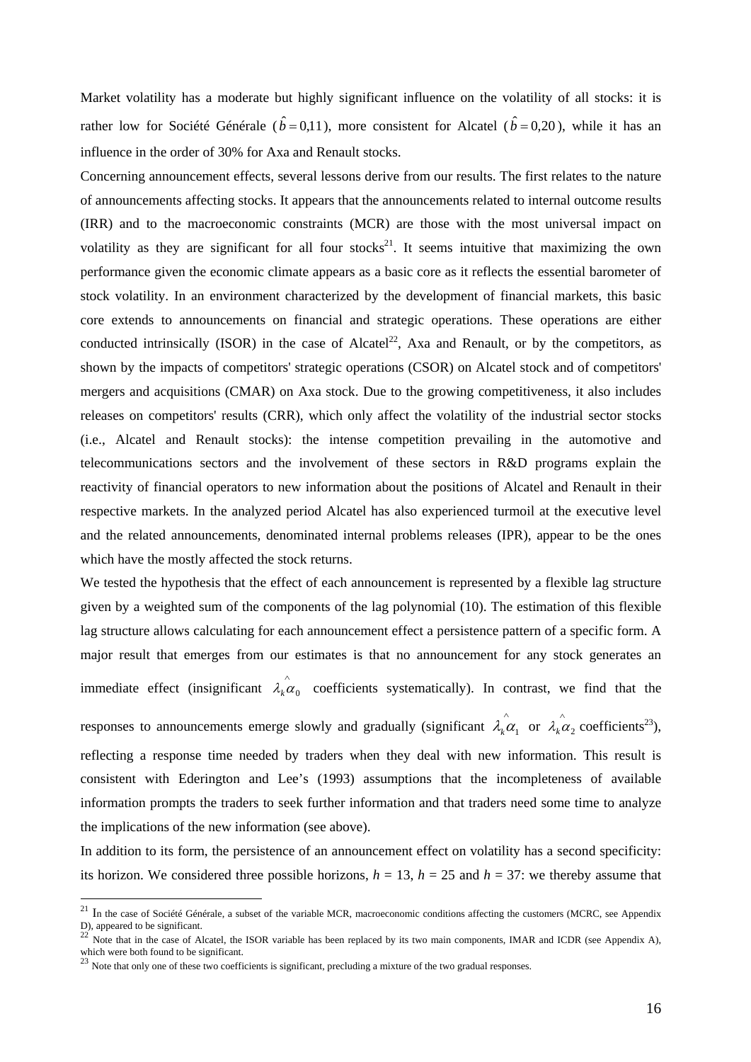Market volatility has a moderate but highly significant influence on the volatility of all stocks: it is rather low for Société Générale ($\hat{b} = 0{,}11$), more consistent for Alcatel ($\hat{b} = 0{,}20$), while it has an influence in the order of 30% for Axa and Renault stocks.

Concerning announcement effects, several lessons derive from our results. The first relates to the nature of announcements affecting stocks. It appears that the announcements related to internal outcome results (IRR) and to the macroeconomic constraints (MCR) are those with the most universal impact on volatility as they are significant for all four stocks[21]. It seems intuitive that maximizing the own performance given the economic climate appears as a basic core as it reflects the essential barometer of stock volatility. In an environment characterized by the development of financial markets, this basic core extends to announcements on financial and strategic operations. These operations are either conducted intrinsically (ISOR) in the case of Alcatel[22], Axa and Renault, or by the competitors, as shown by the impacts of competitors' strategic operations (CSOR) on Alcatel stock and of competitors' mergers and acquisitions (CMAR) on Axa stock. Due to the growing competitiveness, it also includes releases on competitors' results (CRR), which only affect the volatility of the industrial sector stocks (i.e., Alcatel and Renault stocks): the intense competition prevailing in the automotive and telecommunications sectors and the involvement of these sectors in R&D programs explain the reactivity of financial operators to new information about the positions of Alcatel and Renault in their respective markets. In the analyzed period Alcatel has also experienced turmoil at the executive level and the related announcements, denominated internal problems releases (IPR), appear to be the ones which have the mostly affected the stock returns.

We tested the hypothesis that the effect of each announcement is represented by a flexible lag structure given by a weighted sum of the components of the lag polynomial (10). The estimation of this flexible lag structure allows calculating for each announcement effect a persistence pattern of a specific form. A major result that emerges from our estimates is that no announcement for any stock generates an immediate effect (insignificant $\lambda_k \hat{\alpha}_0$ coefficients systematically). In contrast, we find that the responses to announcements emerge slowly and gradually (significant $\lambda_k \hat{\alpha}_1$ or $\lambda_k \hat{\alpha}_2$ coefficients[23]), reflecting a response time needed by traders when they deal with new information. This result is consistent with Ederington and Lee's (1993) assumptions that the incompleteness of available information prompts the traders to seek further information and that traders need some time to analyze the implications of the new information (see above).

In addition to its form, the persistence of an announcement effect on volatility has a second specificity: its horizon. We considered three possible horizons, $h = 13$, $h = 25$ and $h = 37$: we thereby assume that

---

[21] In the case of Société Générale, a subset of the variable MCR, macroeconomic conditions affecting the customers (MCRC, see Appendix D), appeared to be significant.

[22] Note that in the case of Alcatel, the ISOR variable has been replaced by its two main components, IMAR and ICDR (see Appendix A), which were both found to be significant.

[23] Note that only one of these two coefficients is significant, precluding a mixture of the two gradual responses.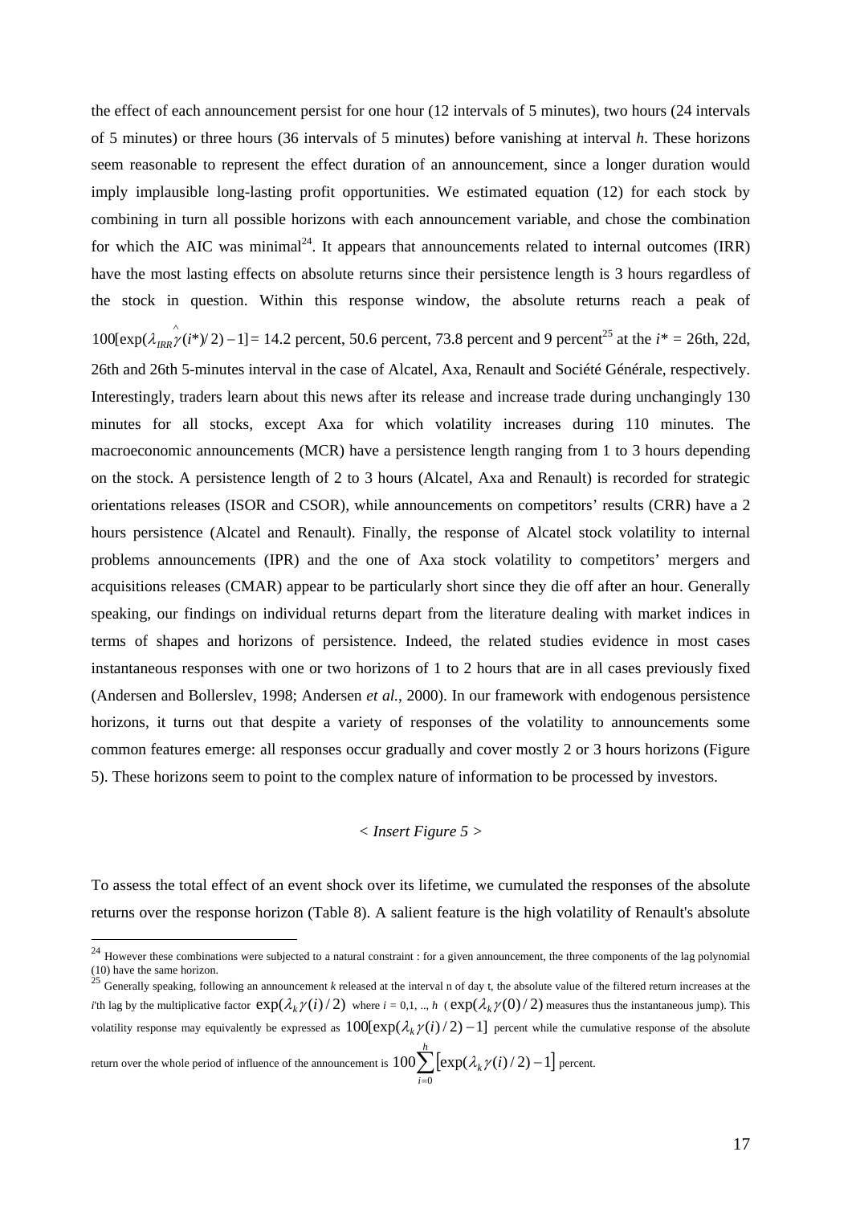the effect of each announcement persist for one hour (12 intervals of 5 minutes), two hours (24 intervals of 5 minutes) or three hours (36 intervals of 5 minutes) before vanishing at interval *h*. These horizons seem reasonable to represent the effect duration of an announcement, since a longer duration would imply implausible long-lasting profit opportunities. We estimated equation (12) for each stock by combining in turn all possible horizons with each announcement variable, and chose the combination for which the AIC was minimal[24]. It appears that announcements related to internal outcomes (IRR) have the most lasting effects on absolute returns since their persistence length is 3 hours regardless of the stock in question. Within this response window, the absolute returns reach a peak of $100[\exp(\lambda_{IRR}\hat{\gamma}(i^*)/2)-1]$ = 14.2 percent, 50.6 percent, 73.8 percent and 9 percent[25] at the $i^*$ = 26th, 22d, 26th and 26th 5-minutes interval in the case of Alcatel, Axa, Renault and Société Générale, respectively. Interestingly, traders learn about this news after its release and increase trade during unchangingly 130 minutes for all stocks, except Axa for which volatility increases during 110 minutes. The macroeconomic announcements (MCR) have a persistence length ranging from 1 to 3 hours depending on the stock. A persistence length of 2 to 3 hours (Alcatel, Axa and Renault) is recorded for strategic orientations releases (ISOR and CSOR), while announcements on competitors' results (CRR) have a 2 hours persistence (Alcatel and Renault). Finally, the response of Alcatel stock volatility to internal problems announcements (IPR) and the one of Axa stock volatility to competitors' mergers and acquisitions releases (CMAR) appear to be particularly short since they die off after an hour. Generally speaking, our findings on individual returns depart from the literature dealing with market indices in terms of shapes and horizons of persistence. Indeed, the related studies evidence in most cases instantaneous responses with one or two horizons of 1 to 2 hours that are in all cases previously fixed (Andersen and Bollerslev, 1998; Andersen *et al.*, 2000). In our framework with endogenous persistence horizons, it turns out that despite a variety of responses of the volatility to announcements some common features emerge: all responses occur gradually and cover mostly 2 or 3 hours horizons (Figure 5). These horizons seem to point to the complex nature of information to be processed by investors.

*< Insert Figure 5 >*

To assess the total effect of an event shock over its lifetime, we cumulated the responses of the absolute returns over the response horizon (Table 8). A salient feature is the high volatility of Renault's absolute

---

[24] However these combinations were subjected to a natural constraint : for a given announcement, the three components of the lag polynomial (10) have the same horizon.

[25] Generally speaking, following an announcement *k* released at the interval n of day t, the absolute value of the filtered return increases at the *i*'th lag by the multiplicative factor $\exp(\lambda_k \gamma(i)/2)$ where $i = 0,1, .., h$ ($\exp(\lambda_k \gamma(0)/2)$ measures thus the instantaneous jump). This volatility response may equivalently be expressed as $100[\exp(\lambda_k \gamma(i)/2)-1]$ percent while the cumulative response of the absolute return over the whole period of influence of the announcement is $100\sum_{i=0}^{h}\left[\exp(\lambda_k \gamma(i)/2)-1\right]$ percent.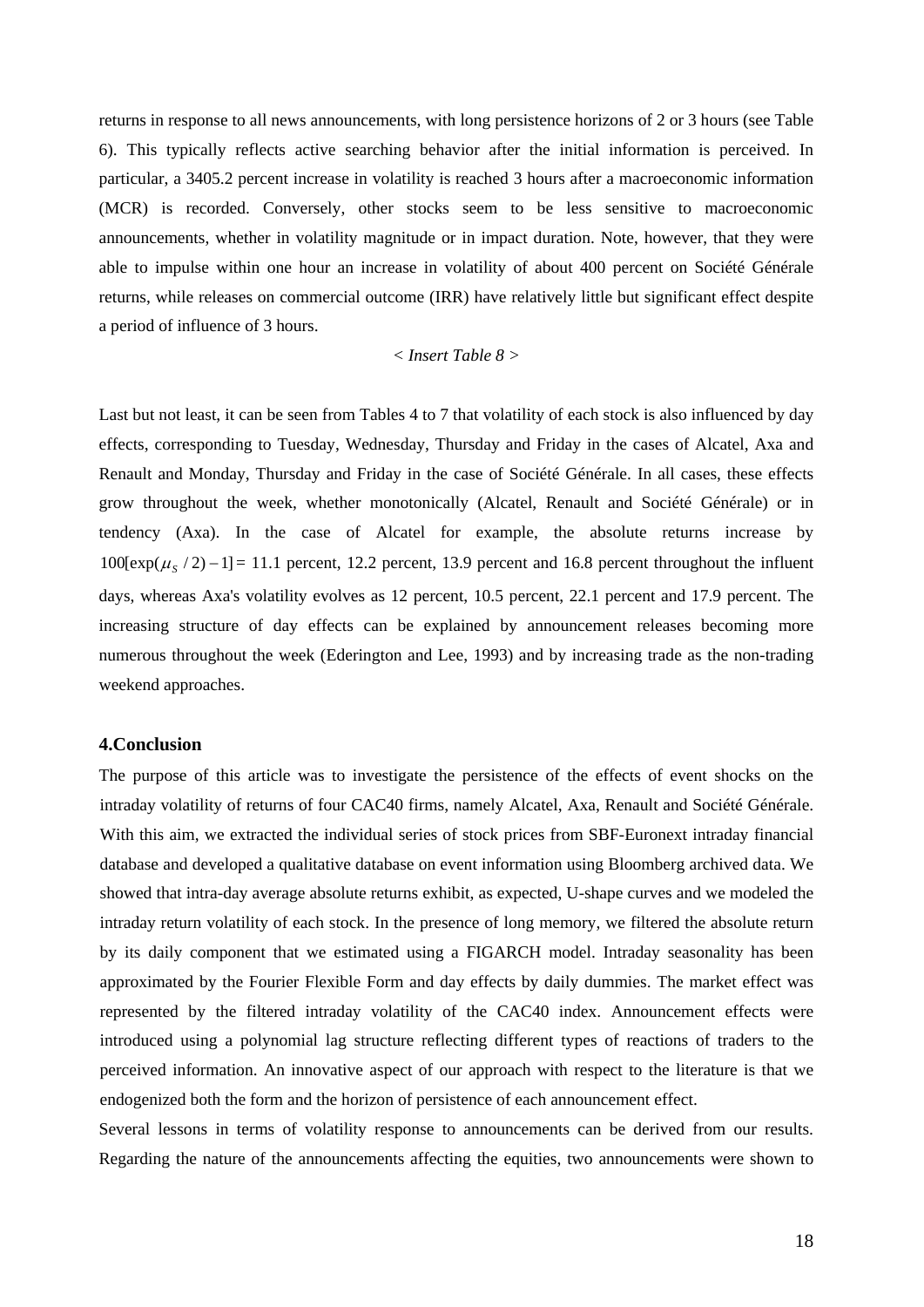returns in response to all news announcements, with long persistence horizons of 2 or 3 hours (see Table 6). This typically reflects active searching behavior after the initial information is perceived. In particular, a 3405.2 percent increase in volatility is reached 3 hours after a macroeconomic information (MCR) is recorded. Conversely, other stocks seem to be less sensitive to macroeconomic announcements, whether in volatility magnitude or in impact duration. Note, however, that they were able to impulse within one hour an increase in volatility of about 400 percent on Société Générale returns, while releases on commercial outcome (IRR) have relatively little but significant effect despite a period of influence of 3 hours.

*< Insert Table 8 >*

Last but not least, it can be seen from Tables 4 to 7 that volatility of each stock is also influenced by day effects, corresponding to Tuesday, Wednesday, Thursday and Friday in the cases of Alcatel, Axa and Renault and Monday, Thursday and Friday in the case of Société Générale. In all cases, these effects grow throughout the week, whether monotonically (Alcatel, Renault and Société Générale) or in tendency (Axa). In the case of Alcatel for example, the absolute returns increase by $100[\exp(\mu_S / 2) - 1] =$ 11.1 percent, 12.2 percent, 13.9 percent and 16.8 percent throughout the influent days, whereas Axa's volatility evolves as 12 percent, 10.5 percent, 22.1 percent and 17.9 percent. The increasing structure of day effects can be explained by announcement releases becoming more numerous throughout the week (Ederington and Lee, 1993) and by increasing trade as the non-trading weekend approaches.

## 4.Conclusion

The purpose of this article was to investigate the persistence of the effects of event shocks on the intraday volatility of returns of four CAC40 firms, namely Alcatel, Axa, Renault and Société Générale. With this aim, we extracted the individual series of stock prices from SBF-Euronext intraday financial database and developed a qualitative database on event information using Bloomberg archived data. We showed that intra-day average absolute returns exhibit, as expected, U-shape curves and we modeled the intraday return volatility of each stock. In the presence of long memory, we filtered the absolute return by its daily component that we estimated using a FIGARCH model. Intraday seasonality has been approximated by the Fourier Flexible Form and day effects by daily dummies. The market effect was represented by the filtered intraday volatility of the CAC40 index. Announcement effects were introduced using a polynomial lag structure reflecting different types of reactions of traders to the perceived information. An innovative aspect of our approach with respect to the literature is that we endogenized both the form and the horizon of persistence of each announcement effect.

Several lessons in terms of volatility response to announcements can be derived from our results. Regarding the nature of the announcements affecting the equities, two announcements were shown to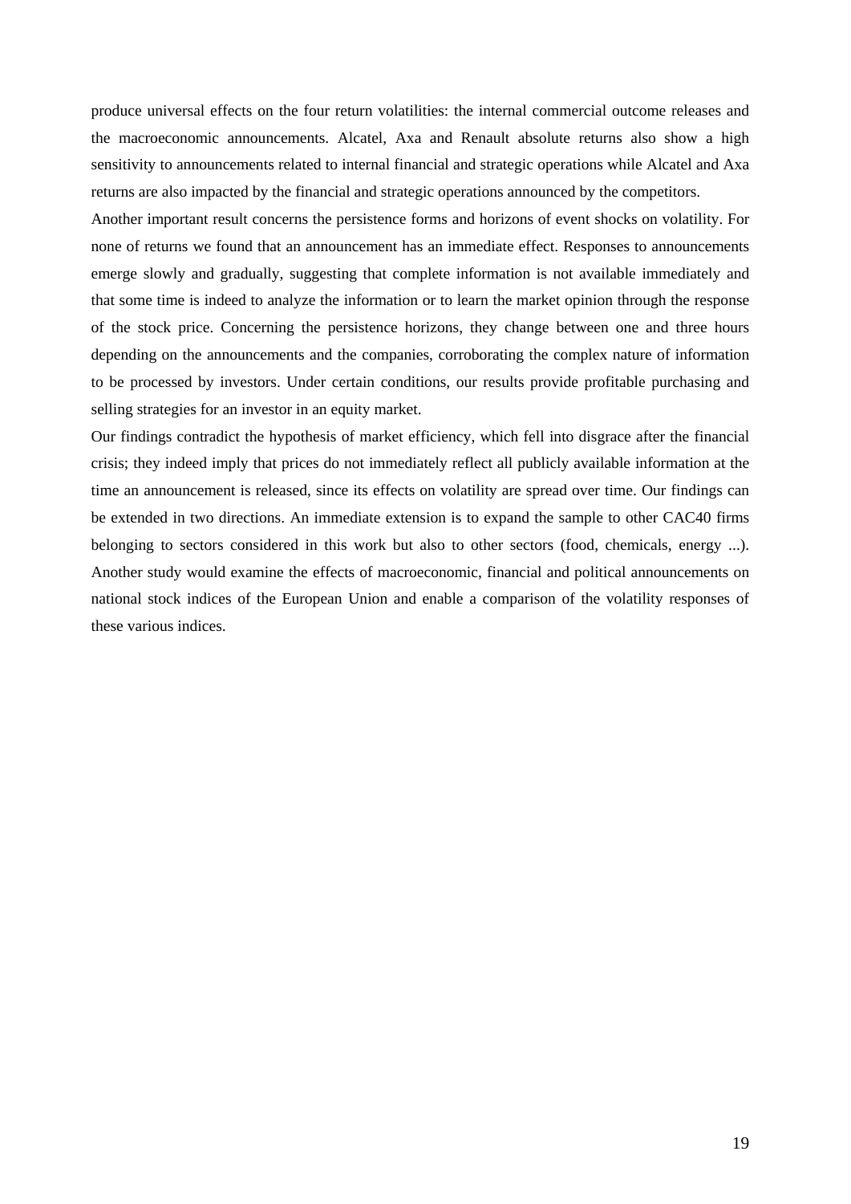produce universal effects on the four return volatilities: the internal commercial outcome releases and the macroeconomic announcements. Alcatel, Axa and Renault absolute returns also show a high sensitivity to announcements related to internal financial and strategic operations while Alcatel and Axa returns are also impacted by the financial and strategic operations announced by the competitors.

Another important result concerns the persistence forms and horizons of event shocks on volatility. For none of returns we found that an announcement has an immediate effect. Responses to announcements emerge slowly and gradually, suggesting that complete information is not available immediately and that some time is indeed to analyze the information or to learn the market opinion through the response of the stock price. Concerning the persistence horizons, they change between one and three hours depending on the announcements and the companies, corroborating the complex nature of information to be processed by investors. Under certain conditions, our results provide profitable purchasing and selling strategies for an investor in an equity market.

Our findings contradict the hypothesis of market efficiency, which fell into disgrace after the financial crisis; they indeed imply that prices do not immediately reflect all publicly available information at the time an announcement is released, since its effects on volatility are spread over time. Our findings can be extended in two directions. An immediate extension is to expand the sample to other CAC40 firms belonging to sectors considered in this work but also to other sectors (food, chemicals, energy ...). Another study would examine the effects of macroeconomic, financial and political announcements on national stock indices of the European Union and enable a comparison of the volatility responses of these various indices.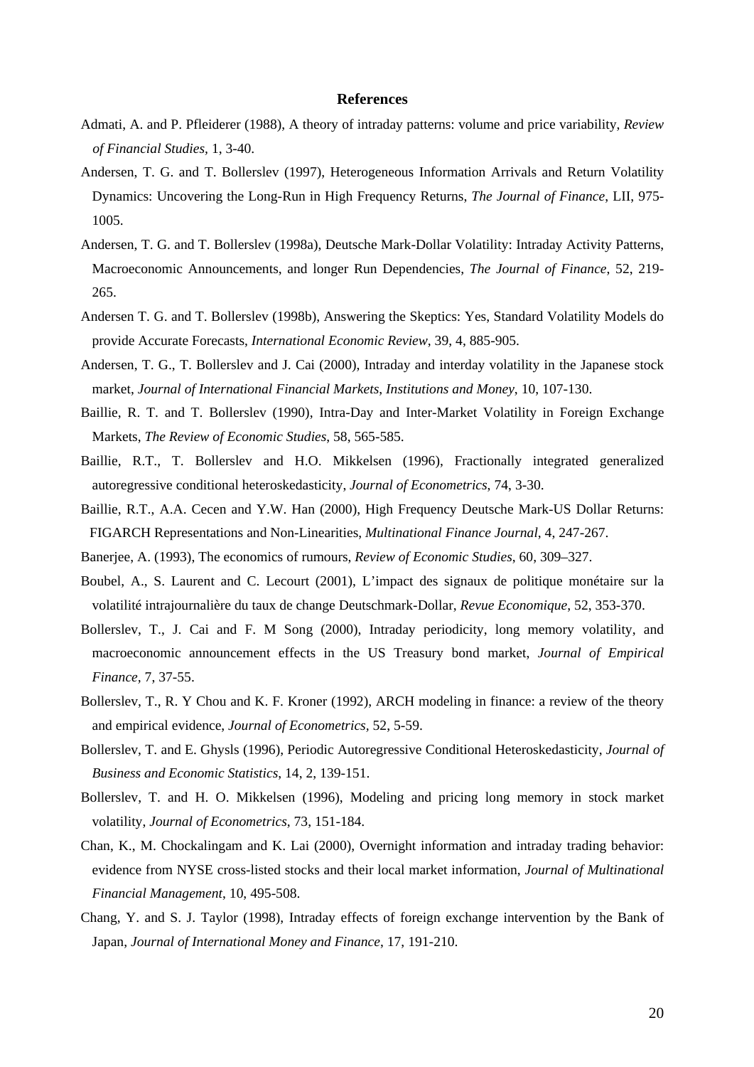# References

Admati, A. and P. Pfleiderer (1988), A theory of intraday patterns: volume and price variability, *Review of Financial Studies*, 1, 3-40.

Andersen, T. G. and T. Bollerslev (1997), Heterogeneous Information Arrivals and Return Volatility Dynamics: Uncovering the Long-Run in High Frequency Returns, *The Journal of Finance*, LII, 975-1005.

Andersen, T. G. and T. Bollerslev (1998a), Deutsche Mark-Dollar Volatility: Intraday Activity Patterns, Macroeconomic Announcements, and longer Run Dependencies, *The Journal of Finance*, 52, 219-265.

Andersen T. G. and T. Bollerslev (1998b), Answering the Skeptics: Yes, Standard Volatility Models do provide Accurate Forecasts, *International Economic Review*, 39, 4, 885-905.

Andersen, T. G., T. Bollerslev and J. Cai (2000), Intraday and interday volatility in the Japanese stock market, *Journal of International Financial Markets, Institutions and Money*, 10, 107-130.

Baillie, R. T. and T. Bollerslev (1990), Intra-Day and Inter-Market Volatility in Foreign Exchange Markets, *The Review of Economic Studies*, 58, 565-585.

Baillie, R.T., T. Bollerslev and H.O. Mikkelsen (1996), Fractionally integrated generalized autoregressive conditional heteroskedasticity, *Journal of Econometrics*, 74, 3-30.

Baillie, R.T., A.A. Cecen and Y.W. Han (2000), High Frequency Deutsche Mark-US Dollar Returns: FIGARCH Representations and Non-Linearities, *Multinational Finance Journal*, 4, 247-267.

Banerjee, A. (1993), The economics of rumours, *Review of Economic Studies*, 60, 309–327.

Boubel, A., S. Laurent and C. Lecourt (2001), L'impact des signaux de politique monétaire sur la volatilité intrajournalière du taux de change Deutschmark-Dollar, *Revue Economique*, 52, 353-370.

Bollerslev, T., J. Cai and F. M Song (2000), Intraday periodicity, long memory volatility, and macroeconomic announcement effects in the US Treasury bond market, *Journal of Empirical Finance*, 7, 37-55.

Bollerslev, T., R. Y Chou and K. F. Kroner (1992), ARCH modeling in finance: a review of the theory and empirical evidence, *Journal of Econometrics*, 52, 5-59.

Bollerslev, T. and E. Ghysls (1996), Periodic Autoregressive Conditional Heteroskedasticity, *Journal of Business and Economic Statistics*, 14, 2, 139-151.

Bollerslev, T. and H. O. Mikkelsen (1996), Modeling and pricing long memory in stock market volatility, *Journal of Econometrics*, 73, 151-184.

Chan, K., M. Chockalingam and K. Lai (2000), Overnight information and intraday trading behavior: evidence from NYSE cross-listed stocks and their local market information, *Journal of Multinational Financial Management*, 10, 495-508.

Chang, Y. and S. J. Taylor (1998), Intraday effects of foreign exchange intervention by the Bank of Japan, *Journal of International Money and Finance*, 17, 191-210.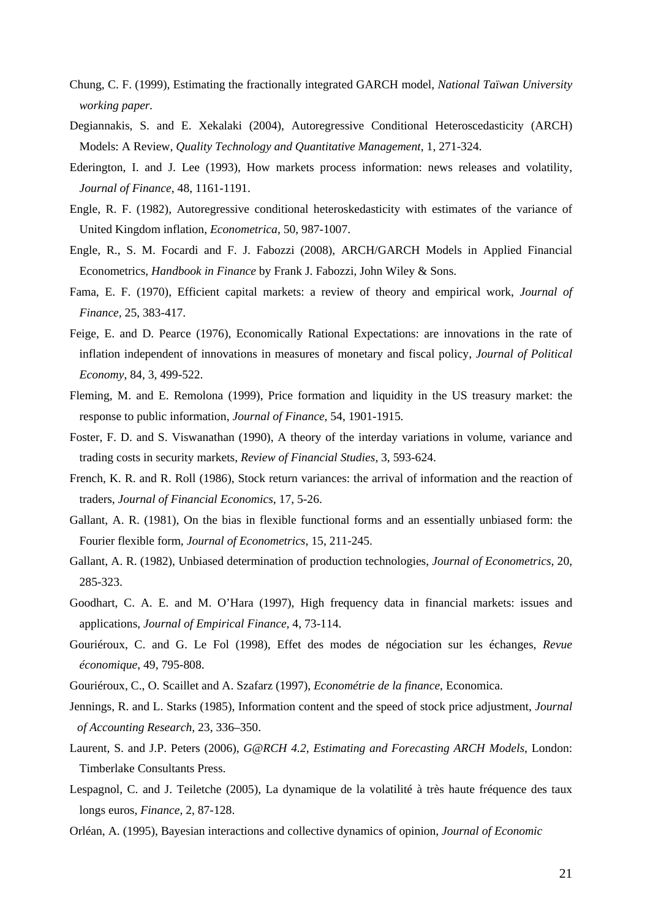Chung, C. F. (1999), Estimating the fractionally integrated GARCH model, *National Taïwan University working paper*.

Degiannakis, S. and E. Xekalaki (2004), Autoregressive Conditional Heteroscedasticity (ARCH) Models: A Review, *Quality Technology and Quantitative Management*, 1, 271-324.

Ederington, I. and J. Lee (1993), How markets process information: news releases and volatility, *Journal of Finance*, 48, 1161-1191.

Engle, R. F. (1982), Autoregressive conditional heteroskedasticity with estimates of the variance of United Kingdom inflation, *Econometrica*, 50, 987-1007.

Engle, R., S. M. Focardi and F. J. Fabozzi (2008), ARCH/GARCH Models in Applied Financial Econometrics, *Handbook in Finance* by Frank J. Fabozzi, John Wiley & Sons.

Fama, E. F. (1970), Efficient capital markets: a review of theory and empirical work, *Journal of Finance*, 25, 383-417.

Feige, E. and D. Pearce (1976), Economically Rational Expectations: are innovations in the rate of inflation independent of innovations in measures of monetary and fiscal policy, *Journal of Political Economy*, 84, 3, 499-522.

Fleming, M. and E. Remolona (1999), Price formation and liquidity in the US treasury market: the response to public information, *Journal of Finance*, 54, 1901-1915.

Foster, F. D. and S. Viswanathan (1990), A theory of the interday variations in volume, variance and trading costs in security markets, *Review of Financial Studies*, 3, 593-624.

French, K. R. and R. Roll (1986), Stock return variances: the arrival of information and the reaction of traders, *Journal of Financial Economics*, 17, 5-26.

Gallant, A. R. (1981), On the bias in flexible functional forms and an essentially unbiased form: the Fourier flexible form, *Journal of Econometrics,* 15, 211-245.

Gallant, A. R. (1982), Unbiased determination of production technologies, *Journal of Econometrics,* 20, 285-323.

Goodhart, C. A. E. and M. O'Hara (1997), High frequency data in financial markets: issues and applications, *Journal of Empirical Finance*, 4, 73-114.

Gouriéroux, C. and G. Le Fol (1998), Effet des modes de négociation sur les échanges, *Revue économique*, 49, 795-808.

Gouriéroux, C., O. Scaillet and A. Szafarz (1997), *Econométrie de la finance*, Economica.

Jennings, R. and L. Starks (1985), Information content and the speed of stock price adjustment, *Journal of Accounting Research,* 23, 336–350.

Laurent, S. and J.P. Peters (2006), *G@RCH 4.2, Estimating and Forecasting ARCH Models*, London: Timberlake Consultants Press.

Lespagnol, C. and J. Teiletche (2005), La dynamique de la volatilité à très haute fréquence des taux longs euros, *Finance*, 2, 87-128.

Orléan, A. (1995), Bayesian interactions and collective dynamics of opinion, *Journal of Economic*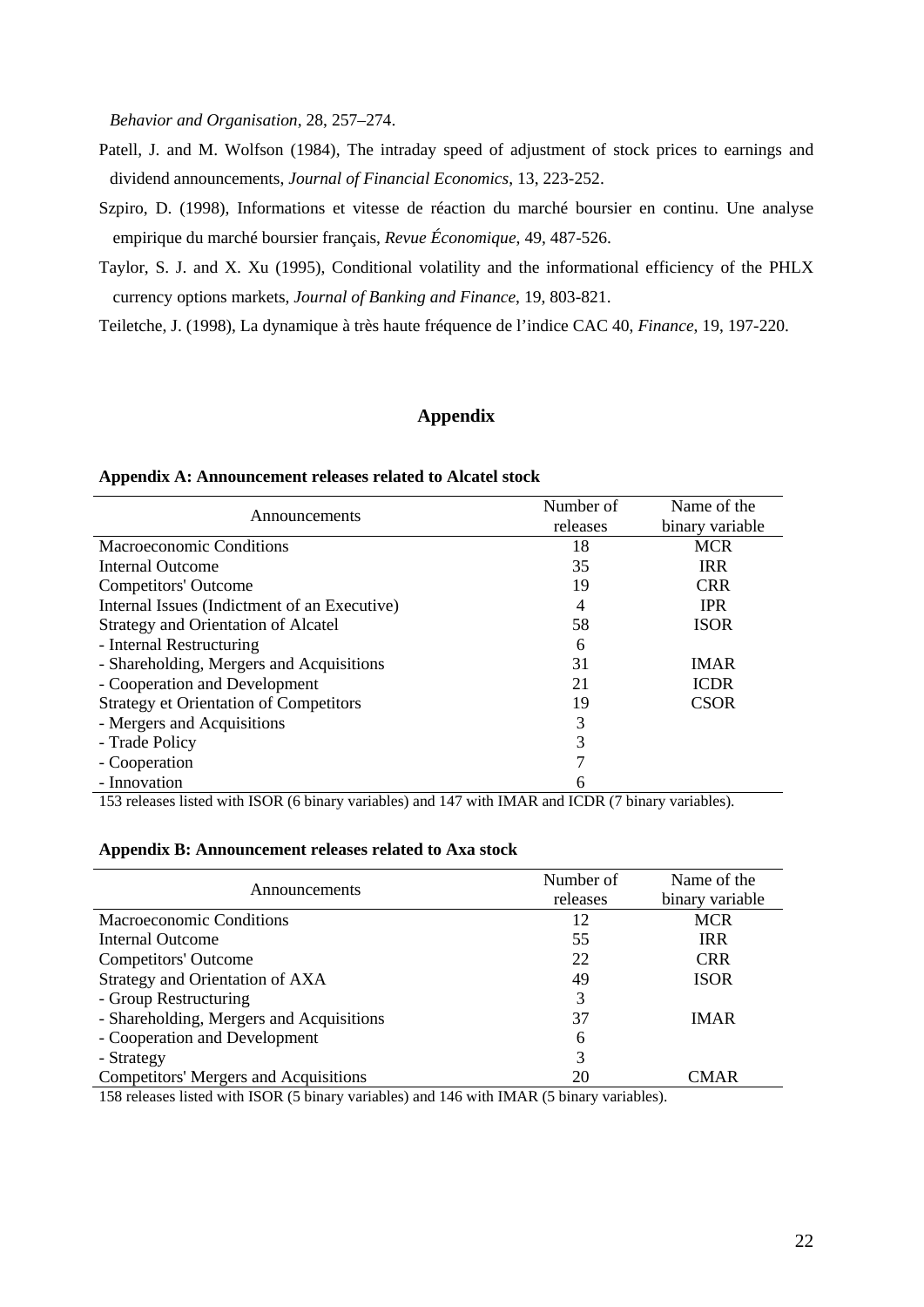*Behavior and Organisation*, 28, 257–274.

Patell, J. and M. Wolfson (1984), The intraday speed of adjustment of stock prices to earnings and dividend announcements, *Journal of Financial Economics*, 13, 223-252.

Szpiro, D. (1998), Informations et vitesse de réaction du marché boursier en continu. Une analyse empirique du marché boursier français, *Revue Économique*, 49, 487-526.

Taylor, S. J. and X. Xu (1995), Conditional volatility and the informational efficiency of the PHLX currency options markets, *Journal of Banking and Finance*, 19, 803-821.

Teiletche, J. (1998), La dynamique à très haute fréquence de l'indice CAC 40, *Finance*, 19, 197-220.

## Appendix

**Appendix A: Announcement releases related to Alcatel stock**

| Announcements | Number of releases | Name of the binary variable |
|---|---|---|
| Macroeconomic Conditions | 18 | MCR |
| Internal Outcome | 35 | IRR |
| Competitors' Outcome | 19 | CRR |
| Internal Issues (Indictment of an Executive) | 4 | IPR |
| Strategy and Orientation of Alcatel | 58 | ISOR |
| - Internal Restructuring | 6 | |
| - Shareholding, Mergers and Acquisitions | 31 | IMAR |
| - Cooperation and Development | 21 | ICDR |
| Strategy et Orientation of Competitors | 19 | CSOR |
| - Mergers and Acquisitions | 3 | |
| - Trade Policy | 3 | |
| - Cooperation | 7 | |
| - Innovation | 6 | |

153 releases listed with ISOR (6 binary variables) and 147 with IMAR and ICDR (7 binary variables).

**Appendix B: Announcement releases related to Axa stock**

| Announcements | Number of releases | Name of the binary variable |
|---|---|---|
| Macroeconomic Conditions | 12 | MCR |
| Internal Outcome | 55 | IRR |
| Competitors' Outcome | 22 | CRR |
| Strategy and Orientation of AXA | 49 | ISOR |
| - Group Restructuring | 3 | |
| - Shareholding, Mergers and Acquisitions | 37 | IMAR |
| - Cooperation and Development | 6 | |
| - Strategy | 3 | |
| Competitors' Mergers and Acquisitions | 20 | CMAR |

158 releases listed with ISOR (5 binary variables) and 146 with IMAR (5 binary variables).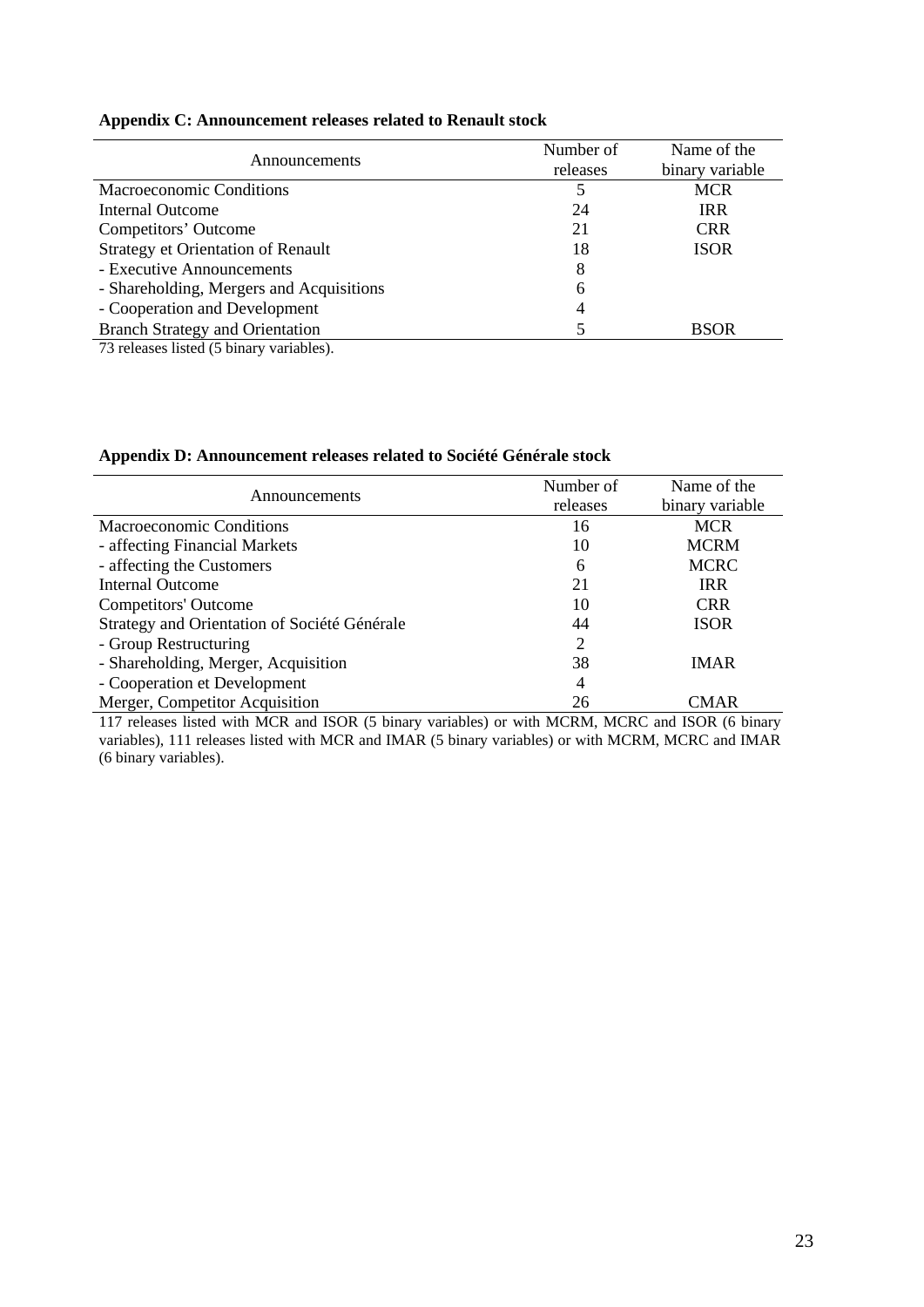### Appendix C: Announcement releases related to Renault stock

| Announcements | Number of releases | Name of the binary variable |
| --- | --- | --- |
| Macroeconomic Conditions | 5 | MCR |
| Internal Outcome | 24 | IRR |
| Competitors' Outcome | 21 | CRR |
| Strategy et Orientation of Renault | 18 | ISOR |
| - Executive Announcements | 8 | |
| - Shareholding, Mergers and Acquisitions | 6 | |
| - Cooperation and Development | 4 | |
| Branch Strategy and Orientation | 5 | BSOR |

73 releases listed (5 binary variables).

### Appendix D: Announcement releases related to Société Générale stock

| Announcements | Number of releases | Name of the binary variable |
| --- | --- | --- |
| Macroeconomic Conditions | 16 | MCR |
| - affecting Financial Markets | 10 | MCRM |
| - affecting the Customers | 6 | MCRC |
| Internal Outcome | 21 | IRR |
| Competitors' Outcome | 10 | CRR |
| Strategy and Orientation of Société Générale | 44 | ISOR |
| - Group Restructuring | 2 | |
| - Shareholding, Merger, Acquisition | 38 | IMAR |
| - Cooperation et Development | 4 | |
| Merger, Competitor Acquisition | 26 | CMAR |

117 releases listed with MCR and ISOR (5 binary variables) or with MCRM, MCRC and ISOR (6 binary variables), 111 releases listed with MCR and IMAR (5 binary variables) or with MCRM, MCRC and IMAR (6 binary variables).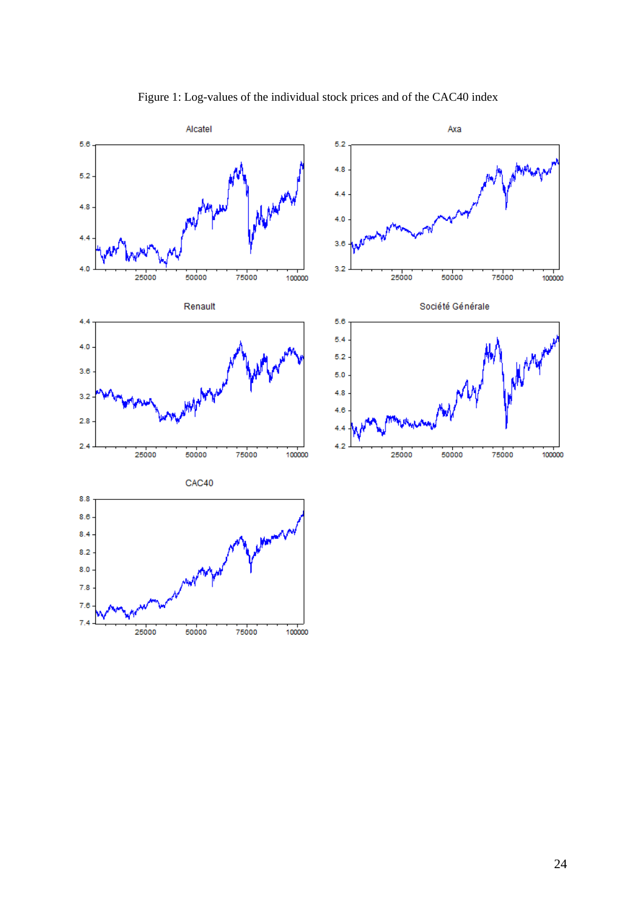Figure 1: Log-values of the individual stock prices and of the CAC40 index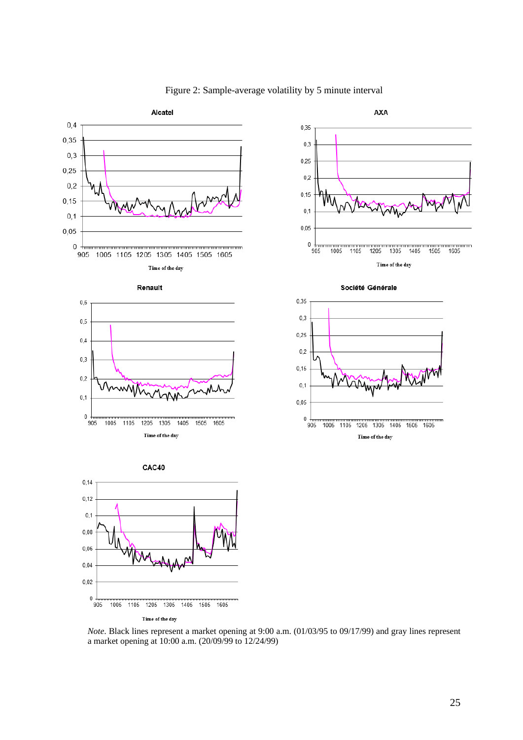Figure 2: Sample-average volatility by 5 minute interval

*Note*. Black lines represent a market opening at 9:00 a.m. (01/03/95 to 09/17/99) and gray lines represent a market opening at 10:00 a.m. (20/09/99 to 12/24/99)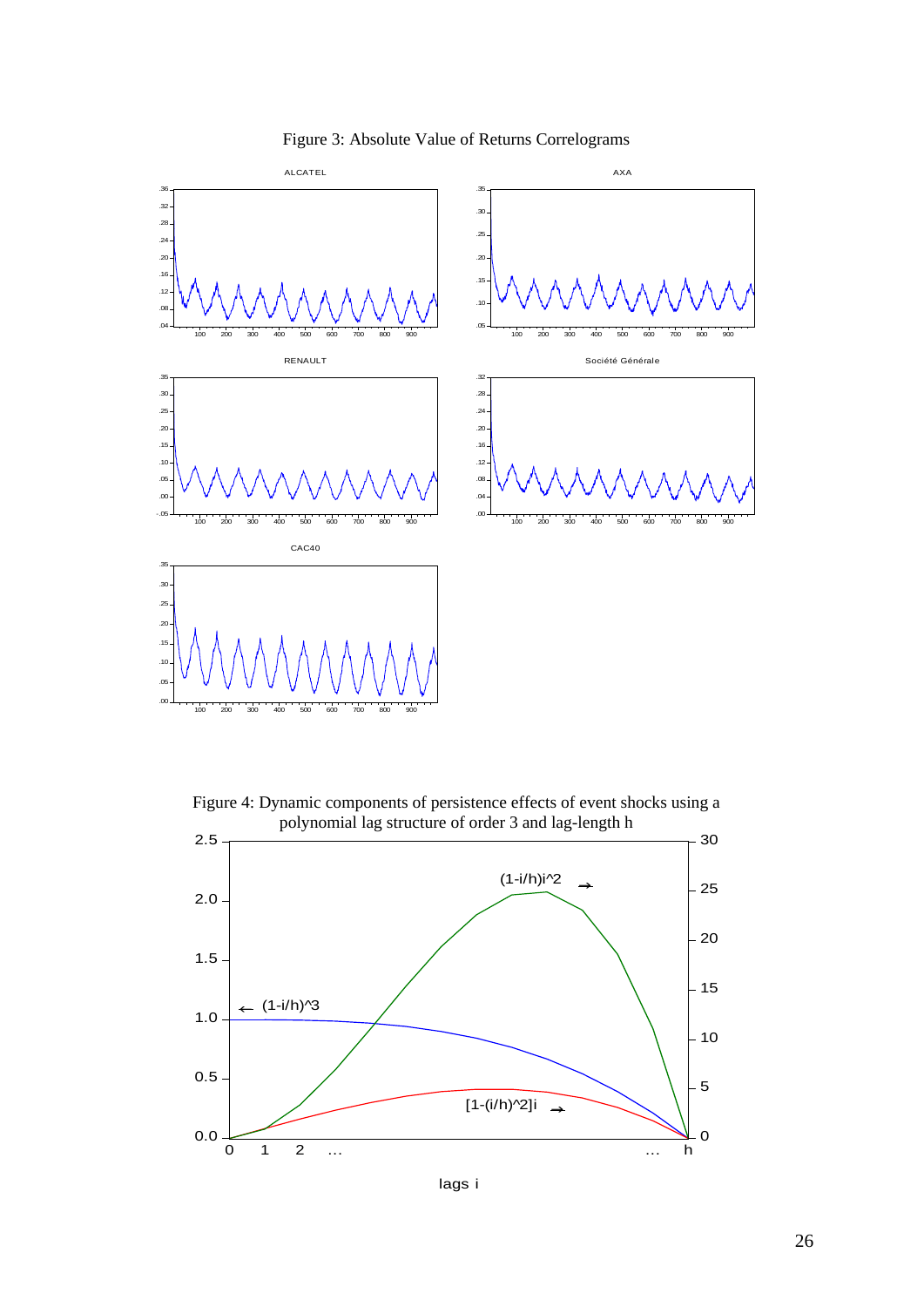Figure 3: Absolute Value of Returns Correlograms

Figure 4: Dynamic components of persistence effects of event shocks using a polynomial lag structure of order 3 and lag-length h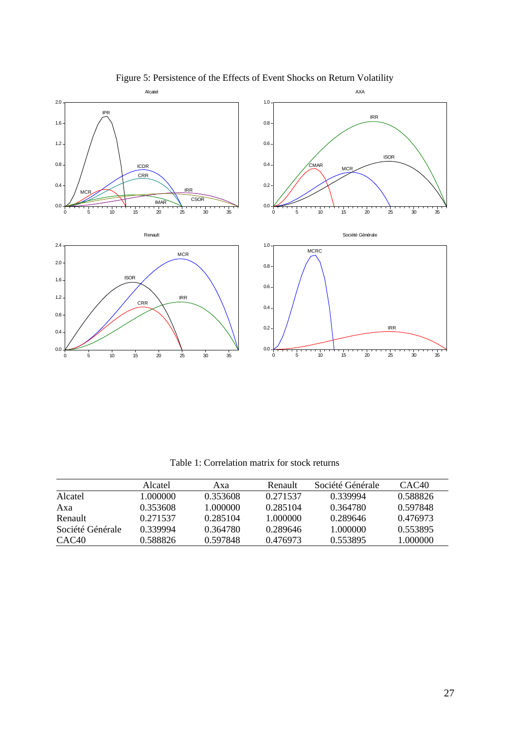Figure 5: Persistence of the Effects of Event Shocks on Return Volatility

Table 1: Correlation matrix for stock returns

| | Alcatel | Axa | Renault | Société Générale | CAC40 |
|---|---|---|---|---|---|
| Alcatel | 1.000000 | 0.353608 | 0.271537 | 0.339994 | 0.588826 |
| Axa | 0.353608 | 1.000000 | 0.285104 | 0.364780 | 0.597848 |
| Renault | 0.271537 | 0.285104 | 1.000000 | 0.289646 | 0.476973 |
| Société Générale | 0.339994 | 0.364780 | 0.289646 | 1.000000 | 0.553895 |
| CAC40 | 0.588826 | 0.597848 | 0.476973 | 0.553895 | 1.000000 |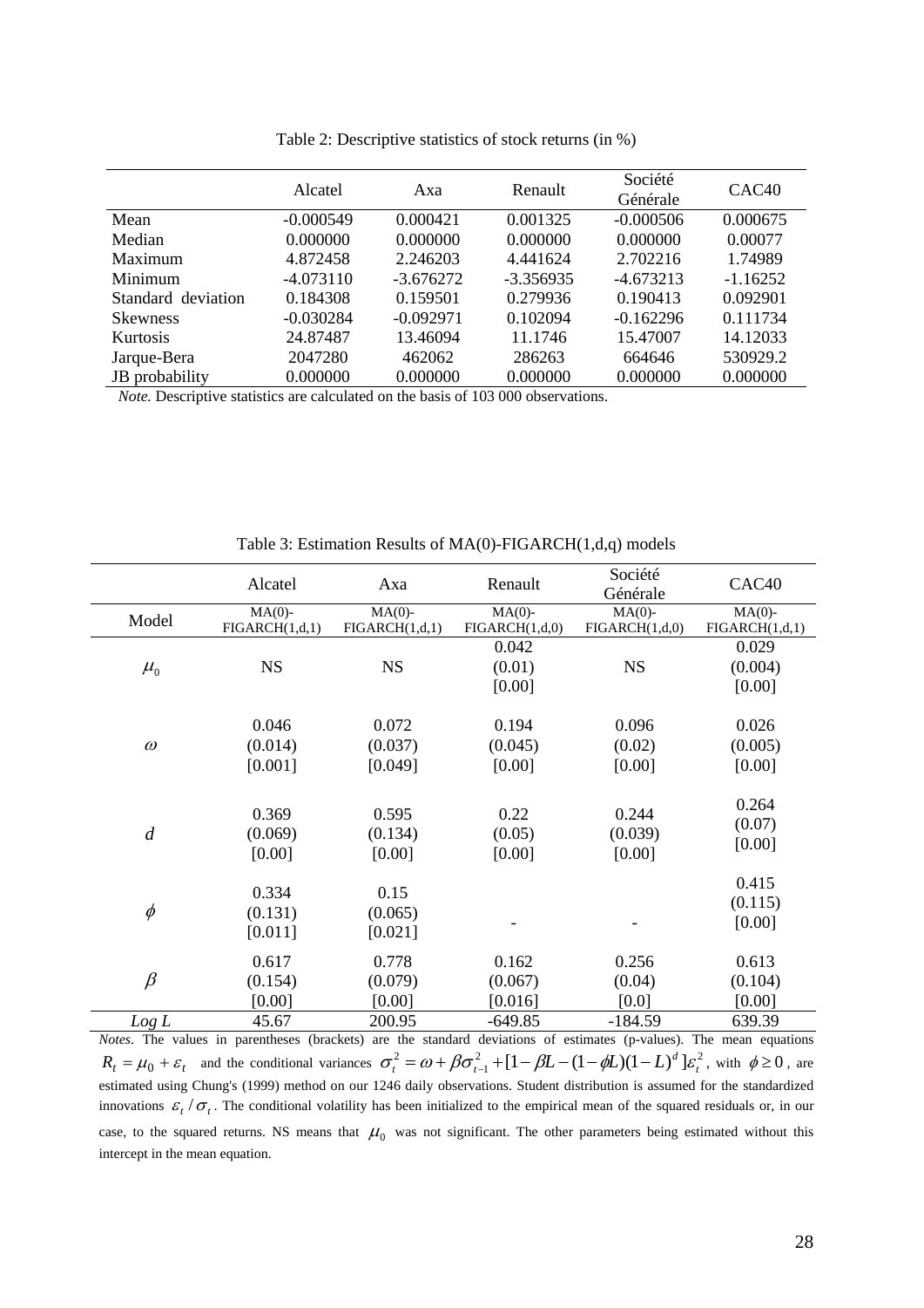Table 2: Descriptive statistics of stock returns (in %)

| | Alcatel | Axa | Renault | Société Générale | CAC40 |
|---|---|---|---|---|---|
| Mean | -0.000549 | 0.000421 | 0.001325 | -0.000506 | 0.000675 |
| Median | 0.000000 | 0.000000 | 0.000000 | 0.000000 | 0.00077 |
| Maximum | 4.872458 | 2.246203 | 4.441624 | 2.702216 | 1.74989 |
| Minimum | -4.073110 | -3.676272 | -3.356935 | -4.673213 | -1.16252 |
| Standard deviation | 0.184308 | 0.159501 | 0.279936 | 0.190413 | 0.092901 |
| Skewness | -0.030284 | -0.092971 | 0.102094 | -0.162296 | 0.111734 |
| Kurtosis | 24.87487 | 13.46094 | 11.1746 | 15.47007 | 14.12033 |
| Jarque-Bera | 2047280 | 462062 | 286263 | 664646 | 530929.2 |
| JB probability | 0.000000 | 0.000000 | 0.000000 | 0.000000 | 0.000000 |

*Note.* Descriptive statistics are calculated on the basis of 103 000 observations.

Table 3: Estimation Results of MA(0)-FIGARCH(1,d,q) models

| | Alcatel | Axa | Renault | Société Générale | CAC40 |
|---|---|---|---|---|---|
| Model | MA(0)-FIGARCH(1,d,1) | MA(0)-FIGARCH(1,d,1) | MA(0)-FIGARCH(1,d,0) | MA(0)-FIGARCH(1,d,0) | MA(0)-FIGARCH(1,d,1) |
| $\mu_0$ | NS | NS | 0.042 (0.01) [0.00] | NS | 0.029 (0.004) [0.00] |
| $\omega$ | 0.046 (0.014) [0.001] | 0.072 (0.037) [0.049] | 0.194 (0.045) [0.00] | 0.096 (0.02) [0.00] | 0.026 (0.005) [0.00] |
| $d$ | 0.369 (0.069) [0.00] | 0.595 (0.134) [0.00] | 0.22 (0.05) [0.00] | 0.244 (0.039) [0.00] | 0.264 (0.07) [0.00] |
| $\phi$ | 0.334 (0.131) [0.011] | 0.15 (0.065) [0.021] | - | - | 0.415 (0.115) [0.00] |
| $\beta$ | 0.617 (0.154) [0.00] | 0.778 (0.079) [0.00] | 0.162 (0.067) [0.016] | 0.256 (0.04) [0.0] | 0.613 (0.104) [0.00] |
| *Log L* | 45.67 | 200.95 | -649.85 | -184.59 | 639.39 |

*Notes*. The values in parentheses (brackets) are the standard deviations of estimates (p-values). The mean equations $R_t = \mu_0 + \varepsilon_t$ and the conditional variances $\sigma_t^2 = \omega + \beta\sigma_{t-1}^2 + [1-\beta L-(1-\phi L)(1-L)^d]\varepsilon_t^2$, with $\phi \geq 0$, are estimated using Chung's (1999) method on our 1246 daily observations. Student distribution is assumed for the standardized innovations $\varepsilon_t / \sigma_t$. The conditional volatility has been initialized to the empirical mean of the squared residuals or, in our case, to the squared returns. NS means that $\mu_0$ was not significant. The other parameters being estimated without this intercept in the mean equation.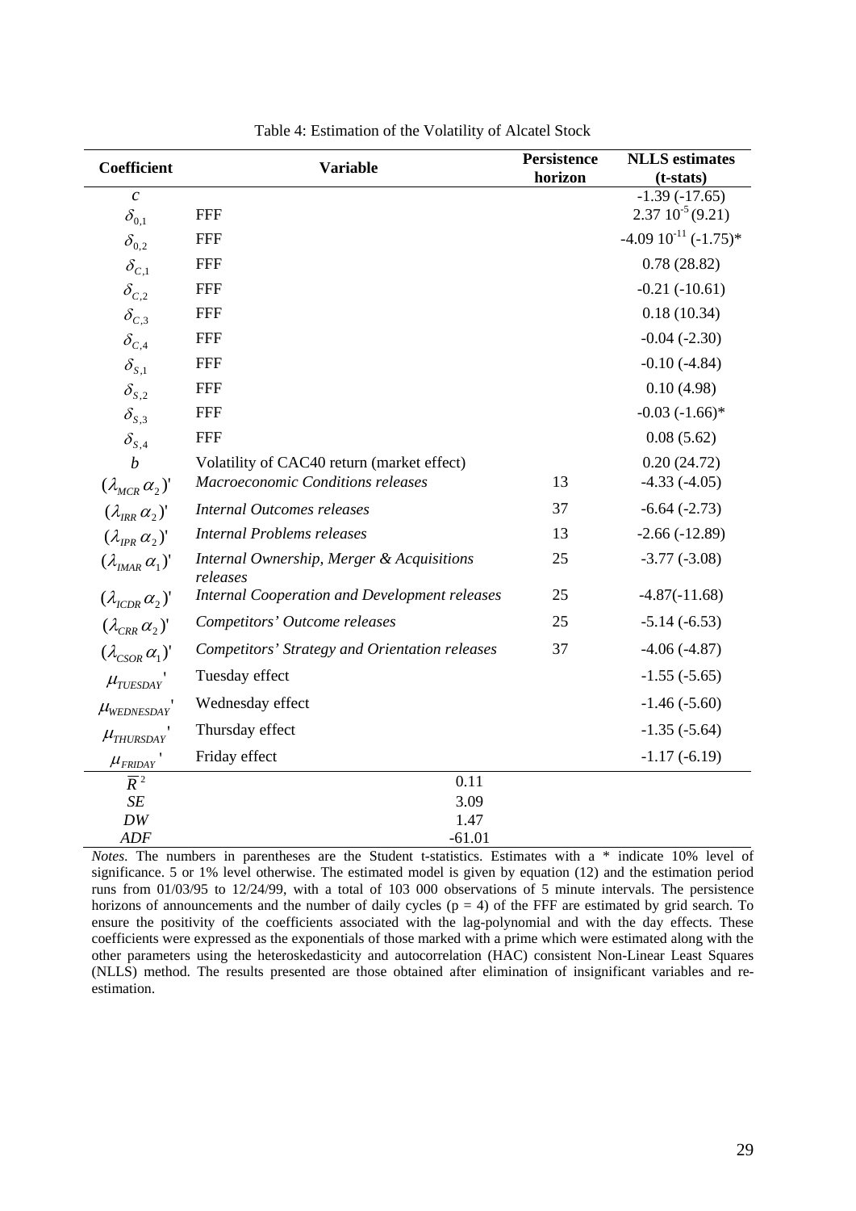Table 4: Estimation of the Volatility of Alcatel Stock

| Coefficient | Variable | Persistence horizon | NLLS estimates (t-stats) |
|---|---|---|---|
| $c$ | | | -1.39 (-17.65) |
| $\delta_{0,1}$ | FFF | | $2.37\ 10^{-5}$ (9.21) |
| $\delta_{0,2}$ | FFF | | $-4.09\ 10^{-11}$ (-1.75)* |
| $\delta_{C,1}$ | FFF | | 0.78 (28.82) |
| $\delta_{C,2}$ | FFF | | -0.21 (-10.61) |
| $\delta_{C,3}$ | FFF | | 0.18 (10.34) |
| $\delta_{C,4}$ | FFF | | -0.04 (-2.30) |
| $\delta_{S,1}$ | FFF | | -0.10 (-4.84) |
| $\delta_{S,2}$ | FFF | | 0.10 (4.98) |
| $\delta_{S,3}$ | FFF | | -0.03 (-1.66)* |
| $\delta_{S,4}$ | FFF | | 0.08 (5.62) |
| $b$ | Volatility of CAC40 return (market effect) | | 0.20 (24.72) |
| $(\lambda_{MCR}\,\alpha_2)'$ | *Macroeconomic Conditions releases* | 13 | -4.33 (-4.05) |
| $(\lambda_{IRR}\,\alpha_2)'$ | *Internal Outcomes releases* | 37 | -6.64 (-2.73) |
| $(\lambda_{IPR}\,\alpha_2)'$ | *Internal Problems releases* | 13 | -2.66 (-12.89) |
| $(\lambda_{IMAR}\,\alpha_1)'$ | *Internal Ownership, Merger & Acquisitions releases* | 25 | -3.77 (-3.08) |
| $(\lambda_{ICDR}\,\alpha_2)'$ | *Internal Cooperation and Development releases* | 25 | -4.87(-11.68) |
| $(\lambda_{CRR}\,\alpha_2)'$ | *Competitors' Outcome releases* | 25 | -5.14 (-6.53) |
| $(\lambda_{CSOR}\,\alpha_1)'$ | *Competitors' Strategy and Orientation releases* | 37 | -4.06 (-4.87) |
| $\mu_{TUESDAY}'$ | Tuesday effect | | -1.55 (-5.65) |
| $\mu_{WEDNESDAY}'$ | Wednesday effect | | -1.46 (-5.60) |
| $\mu_{THURSDAY}'$ | Thursday effect | | -1.35 (-5.64) |
| $\mu_{FRIDAY}'$ | Friday effect | | -1.17 (-6.19) |
| $\overline{R}^2$ | 0.11 | | |
| *SE* | 3.09 | | |
| *DW* | 1.47 | | |
| *ADF* | -61.01 | | |

*Notes.* The numbers in parentheses are the Student t-statistics. Estimates with a * indicate 10% level of significance. 5 or 1% level otherwise. The estimated model is given by equation (12) and the estimation period runs from 01/03/95 to 12/24/99, with a total of 103 000 observations of 5 minute intervals. The persistence horizons of announcements and the number of daily cycles (p = 4) of the FFF are estimated by grid search. To ensure the positivity of the coefficients associated with the lag-polynomial and with the day effects. These coefficients were expressed as the exponentials of those marked with a prime which were estimated along with the other parameters using the heteroskedasticity and autocorrelation (HAC) consistent Non-Linear Least Squares (NLLS) method. The results presented are those obtained after elimination of insignificant variables and re-estimation.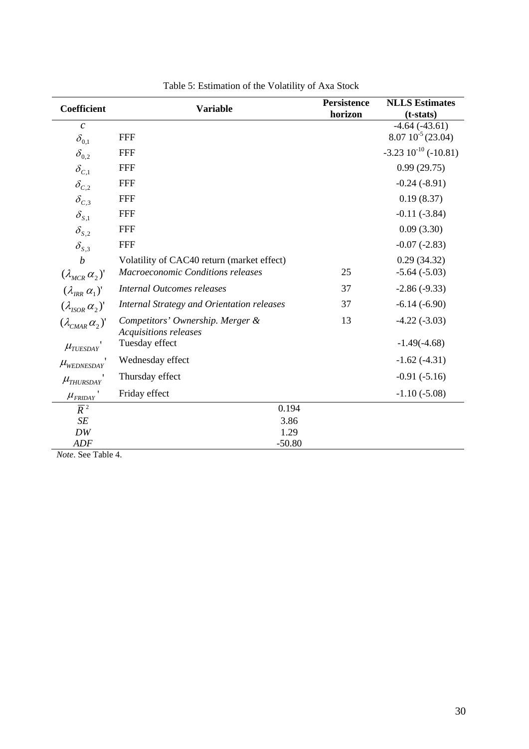Table 5: Estimation of the Volatility of Axa Stock

| Coefficient | Variable | Persistence horizon | NLLS Estimates (t-stats) |
|---|---|---|---|
| $c$ | | | -4.64 (-43.61) |
| $\delta_{0,1}$ | FFF | | $8.07\ 10^{-5}$ (23.04) |
| $\delta_{0,2}$ | FFF | | $-3.23\ 10^{-10}$ (-10.81) |
| $\delta_{C,1}$ | FFF | | 0.99 (29.75) |
| $\delta_{C,2}$ | FFF | | -0.24 (-8.91) |
| $\delta_{C,3}$ | FFF | | 0.19 (8.37) |
| $\delta_{S,1}$ | FFF | | -0.11 (-3.84) |
| $\delta_{S,2}$ | FFF | | 0.09 (3.30) |
| $\delta_{S,3}$ | FFF | | -0.07 (-2.83) |
| $b$ | Volatility of CAC40 return (market effect) | | 0.29 (34.32) |
| $(\lambda_{MCR}\,\alpha_2)'$ | *Macroeconomic Conditions releases* | 25 | -5.64 (-5.03) |
| $(\lambda_{IRR}\,\alpha_1)'$ | *Internal Outcomes releases* | 37 | -2.86 (-9.33) |
| $(\lambda_{ISOR}\,\alpha_2)'$ | *Internal Strategy and Orientation releases* | 37 | -6.14 (-6.90) |
| $(\lambda_{CMAR}\,\alpha_2)'$ | *Competitors' Ownership. Merger & Acquisitions releases* | 13 | -4.22 (-3.03) |
| $\mu_{TUESDAY}'$ | Tuesday effect | | -1.49(-4.68) |
| $\mu_{WEDNESDAY}'$ | Wednesday effect | | -1.62 (-4.31) |
| $\mu_{THURSDAY}'$ | Thursday effect | | -0.91 (-5.16) |
| $\mu_{FRIDAY}'$ | Friday effect | | -1.10 (-5.08) |
| $\overline{R}^2$ | 0.194 | | |
| *SE* | 3.86 | | |
| *DW* | 1.29 | | |
| *ADF* | -50.80 | | |

*Note*. See Table 4.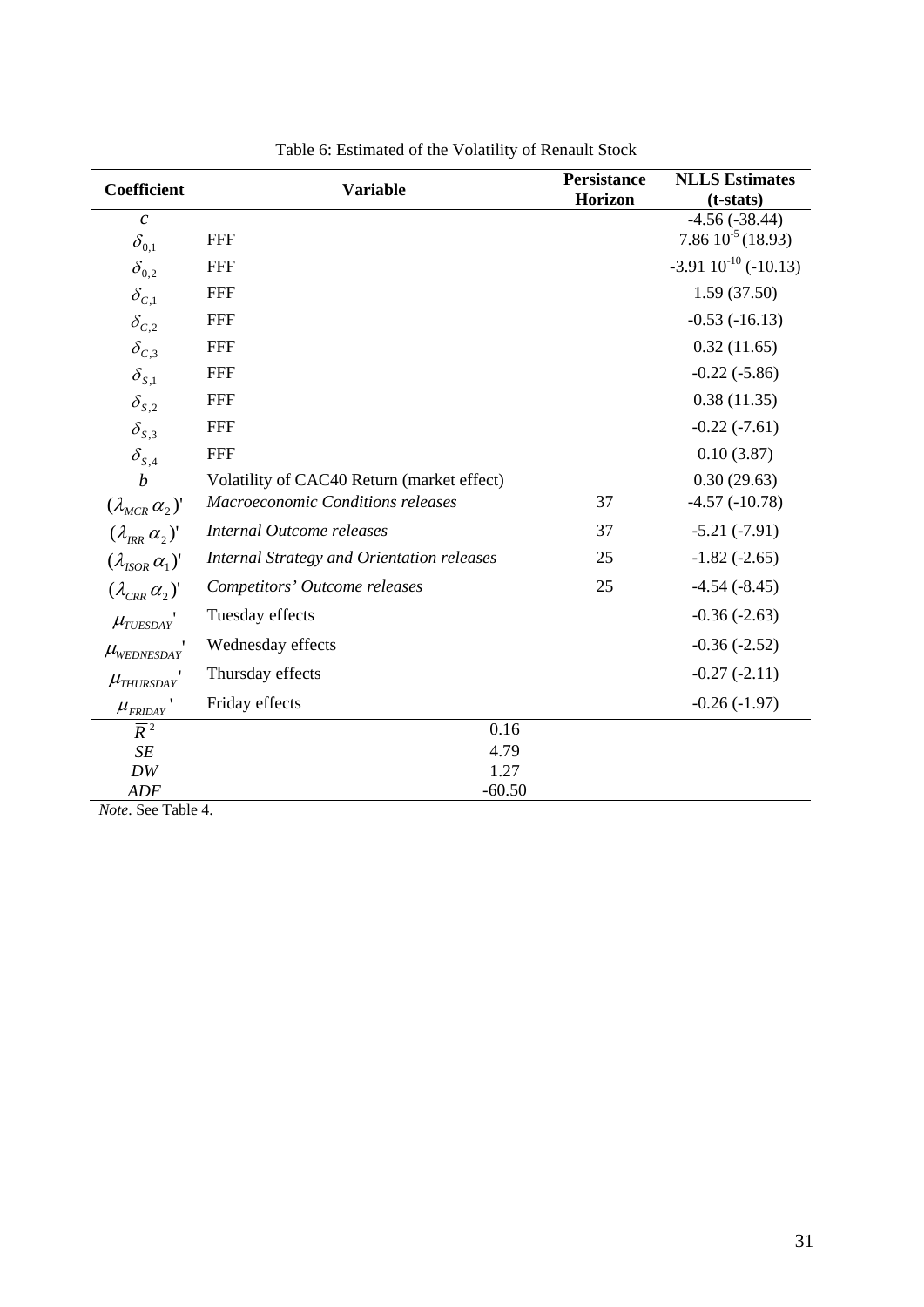Table 6: Estimated of the Volatility of Renault Stock

| Coefficient | Variable | Persistance Horizon | NLLS Estimates (t-stats) |
|---|---|---|---|
| $c$ | | | -4.56 (-38.44) |
| $\delta_{0,1}$ | FFF | | $7.86\ 10^{-5}$ (18.93) |
| $\delta_{0,2}$ | FFF | | $-3.91\ 10^{-10}$ (-10.13) |
| $\delta_{C,1}$ | FFF | | 1.59 (37.50) |
| $\delta_{C,2}$ | FFF | | -0.53 (-16.13) |
| $\delta_{C,3}$ | FFF | | 0.32 (11.65) |
| $\delta_{S,1}$ | FFF | | -0.22 (-5.86) |
| $\delta_{S,2}$ | FFF | | 0.38 (11.35) |
| $\delta_{S,3}$ | FFF | | -0.22 (-7.61) |
| $\delta_{S,4}$ | FFF | | 0.10 (3.87) |
| $b$ | Volatility of CAC40 Return (market effect) | | 0.30 (29.63) |
| $(\lambda_{MCR}\,\alpha_2)'$ | *Macroeconomic Conditions releases* | 37 | -4.57 (-10.78) |
| $(\lambda_{IRR}\,\alpha_2)'$ | *Internal Outcome releases* | 37 | -5.21 (-7.91) |
| $(\lambda_{ISOR}\,\alpha_1)'$ | *Internal Strategy and Orientation releases* | 25 | -1.82 (-2.65) |
| $(\lambda_{CRR}\,\alpha_2)'$ | *Competitors' Outcome releases* | 25 | -4.54 (-8.45) |
| $\mu_{TUESDAY}'$ | Tuesday effects | | -0.36 (-2.63) |
| $\mu_{WEDNESDAY}'$ | Wednesday effects | | -0.36 (-2.52) |
| $\mu_{THURSDAY}'$ | Thursday effects | | -0.27 (-2.11) |
| $\mu_{FRIDAY}'$ | Friday effects | | -0.26 (-1.97) |
| $\bar{R}^2$ | 0.16 | | |
| $SE$ | 4.79 | | |
| $DW$ | 1.27 | | |
| $ADF$ | -60.50 | | |

*Note*. See Table 4.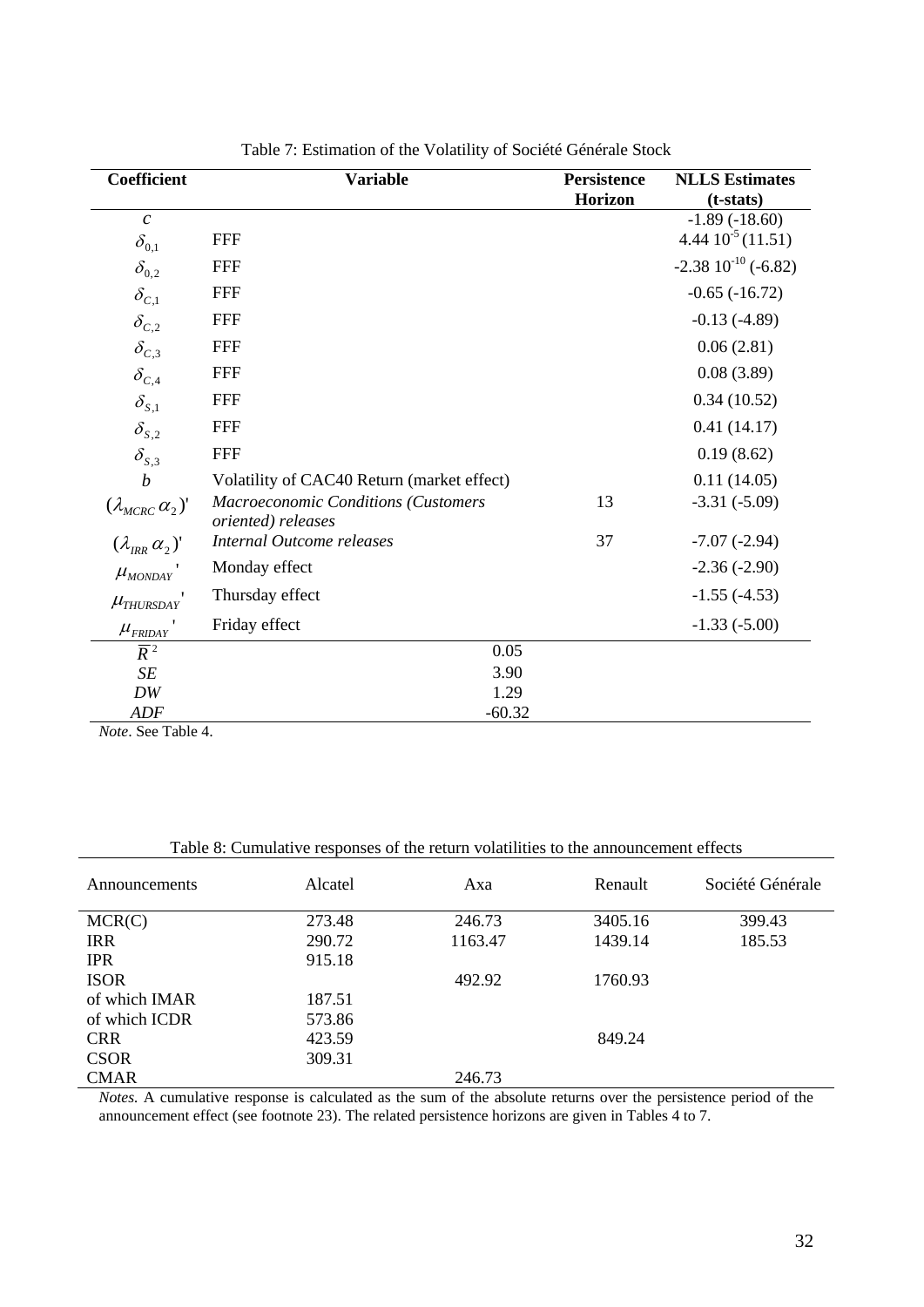Table 7: Estimation of the Volatility of Société Générale Stock

| Coefficient | Variable | Persistence Horizon | NLLS Estimates (t-stats) |
|---|---|---|---|
| $c$ | | | -1.89 (-18.60) |
| $\delta_{0,1}$ | FFF | | $4.44\ 10^{-5}$ (11.51) |
| $\delta_{0,2}$ | FFF | | $-2.38\ 10^{-10}$ (-6.82) |
| $\delta_{C,1}$ | FFF | | -0.65 (-16.72) |
| $\delta_{C,2}$ | FFF | | -0.13 (-4.89) |
| $\delta_{C,3}$ | FFF | | 0.06 (2.81) |
| $\delta_{C,4}$ | FFF | | 0.08 (3.89) |
| $\delta_{S,1}$ | FFF | | 0.34 (10.52) |
| $\delta_{S,2}$ | FFF | | 0.41 (14.17) |
| $\delta_{S,3}$ | FFF | | 0.19 (8.62) |
| $b$ | Volatility of CAC40 Return (market effect) | | 0.11 (14.05) |
| $(\lambda_{MCRC}\,\alpha_2)'$ | *Macroeconomic Conditions (Customers oriented) releases* | 13 | -3.31 (-5.09) |
| $(\lambda_{IRR}\,\alpha_2)'$ | *Internal Outcome releases* | 37 | -7.07 (-2.94) |
| $\mu_{MONDAY}'$ | Monday effect | | -2.36 (-2.90) |
| $\mu_{THURSDAY}'$ | Thursday effect | | -1.55 (-4.53) |
| $\mu_{FRIDAY}'$ | Friday effect | | -1.33 (-5.00) |
| $\overline{R}^2$ | 0.05 | | |
| $SE$ | 3.90 | | |
| $DW$ | 1.29 | | |
| $ADF$ | -60.32 | | |

*Note*. See Table 4.

Table 8: Cumulative responses of the return volatilities to the announcement effects

| Announcements | Alcatel | Axa | Renault | Société Générale |
|---|---|---|---|---|
| MCR(C) | 273.48 | 246.73 | 3405.16 | 399.43 |
| IRR | 290.72 | 1163.47 | 1439.14 | 185.53 |
| IPR | 915.18 | | | |
| ISOR | | 492.92 | 1760.93 | |
| of which IMAR | 187.51 | | | |
| of which ICDR | 573.86 | | | |
| CRR | 423.59 | | 849.24 | |
| CSOR | 309.31 | | | |
| CMAR | | 246.73 | | |

*Notes.* A cumulative response is calculated as the sum of the absolute returns over the persistence period of the announcement effect (see footnote 23). The related persistence horizons are given in Tables 4 to 7.